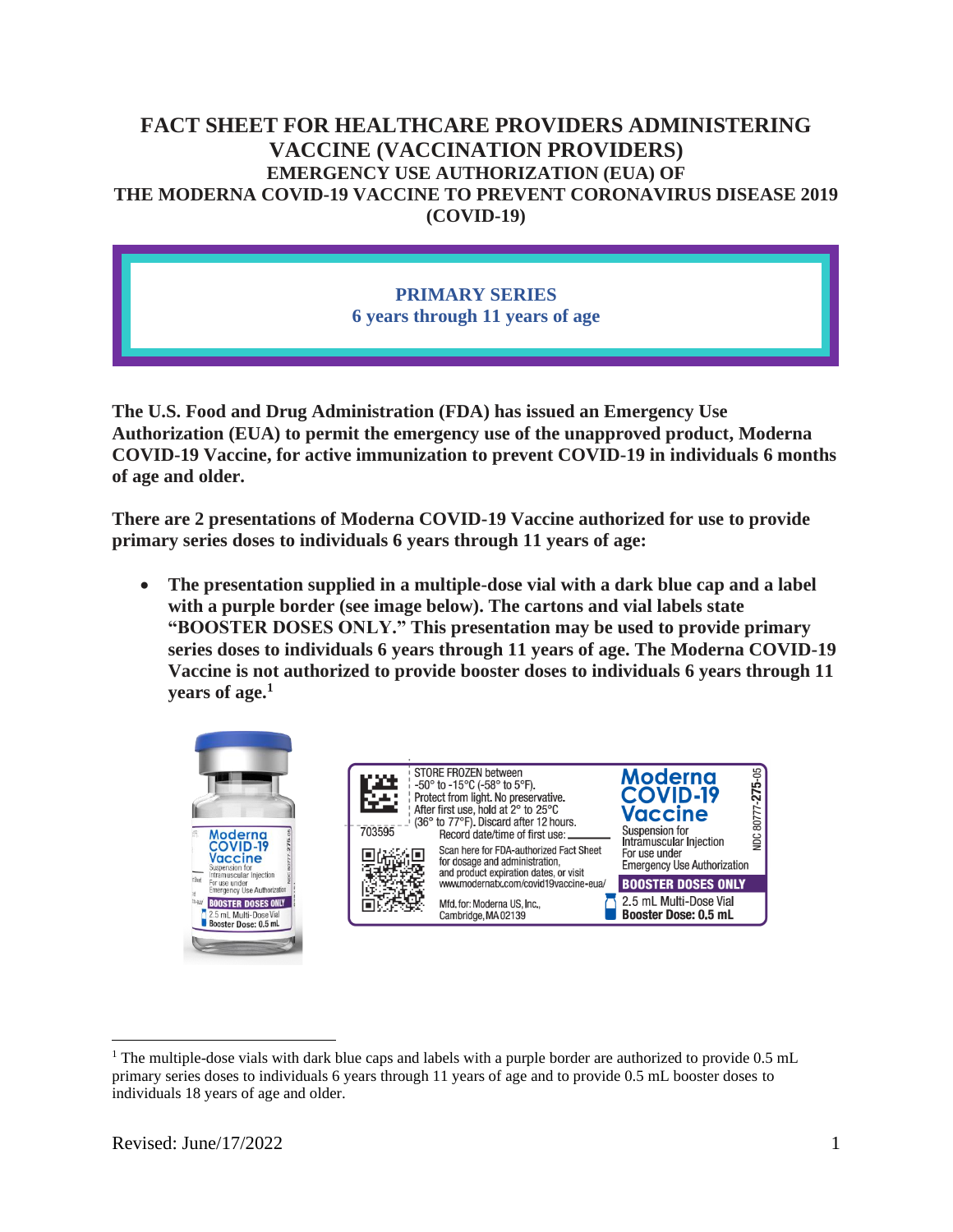# FACT SHEET FOR HEALTHCARE PROVIDERS ADMINISTERING VACCINE (VACCINATION PROVIDERS)

## EMERGENCY USE AUTHORIZATION (EUA) OF THE MODERNA COVID-19 VACCINE TO PREVENT CORONAVIRUS DISEASE 2019 (COVID-19)

**PRIMARY SERIES**
**6 years through 11 years of age**

**The U.S. Food and Drug Administration (FDA) has issued an Emergency Use Authorization (EUA) to permit the emergency use of the unapproved product, Moderna COVID-19 Vaccine, for active immunization to prevent COVID-19 in individuals 6 months of age and older.**

**There are 2 presentations of Moderna COVID-19 Vaccine authorized for use to provide primary series doses to individuals 6 years through 11 years of age:**

- **The presentation supplied in a multiple-dose vial with a dark blue cap and a label with a purple border (see image below). The cartons and vial labels state "BOOSTER DOSES ONLY." This presentation may be used to provide primary series doses to individuals 6 years through 11 years of age. The Moderna COVID-19 Vaccine is not authorized to provide booster doses to individuals 6 years through 11 years of age.**[1]

STORE FROZEN between -50° to -15°C (-58° to 5°F). Protect from light. No preservative. After first use, hold at 2° to 25°C (36° to 77°F). Discard after 12 hours. Record date/time of first use:

703595

Scan here for FDA-authorized Fact Sheet for dosage and administration, and product expiration dates, or visit www.modernatx.com/covid19vaccine-eua/

Mfd. for: Moderna US, Inc., Cambridge, MA 02139

Moderna COVID-19 Vaccine
Suspension for Intramuscular Injection
For use under Emergency Use Authorization

NDC 80777-275-05

BOOSTER DOSES ONLY
2.5 mL Multi-Dose Vial
Booster Dose: 0.5 mL

---

[1] The multiple-dose vials with dark blue caps and labels with a purple border are authorized to provide 0.5 mL primary series doses to individuals 6 years through 11 years of age and to provide 0.5 mL booster doses to individuals 18 years of age and older.

Revised: June/17/2022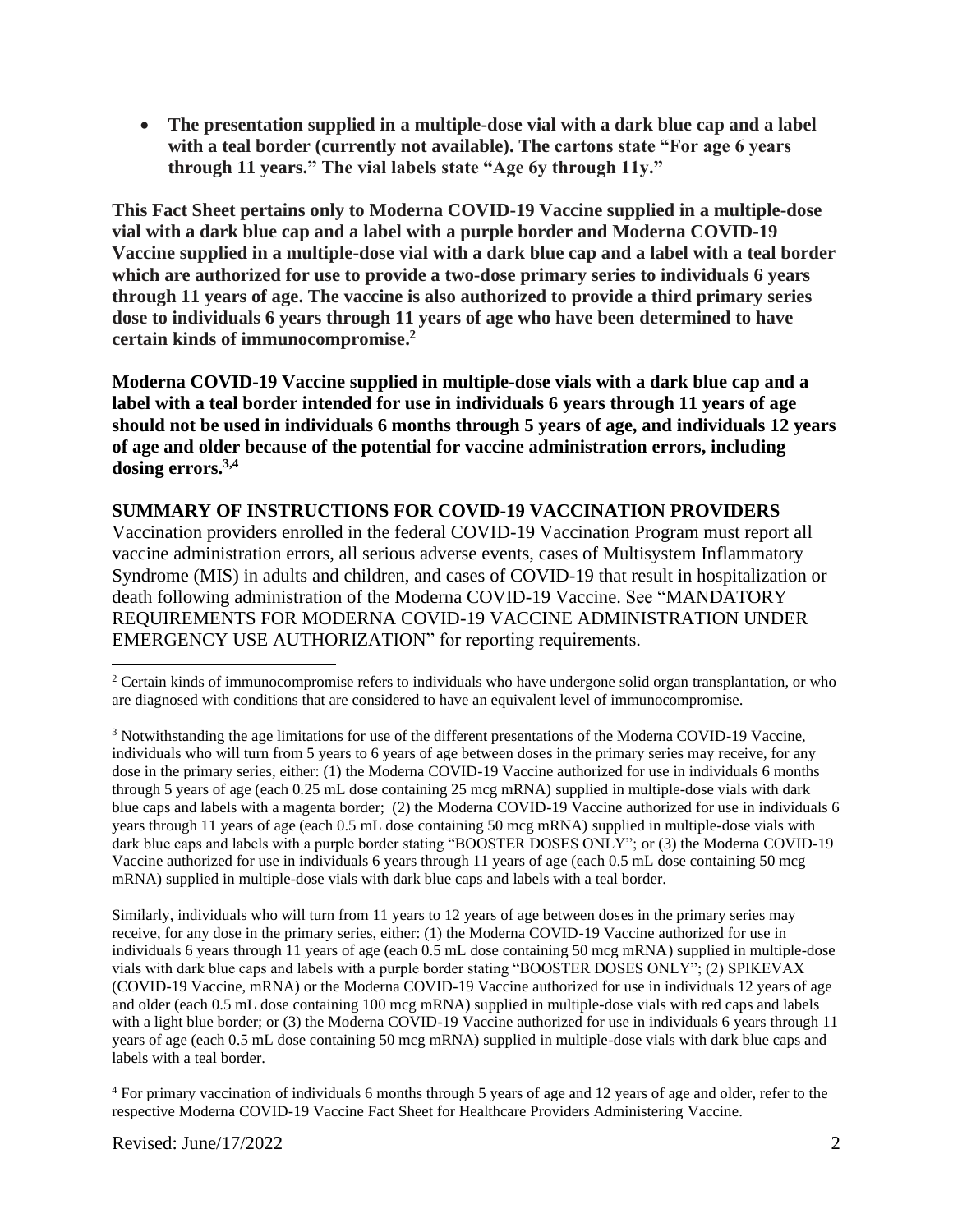- **The presentation supplied in a multiple-dose vial with a dark blue cap and a label with a teal border (currently not available). The cartons state "For age 6 years through 11 years." The vial labels state "Age 6y through 11y."**

**This Fact Sheet pertains only to Moderna COVID-19 Vaccine supplied in a multiple-dose vial with a dark blue cap and a label with a purple border and Moderna COVID-19 Vaccine supplied in a multiple-dose vial with a dark blue cap and a label with a teal border which are authorized for use to provide a two-dose primary series to individuals 6 years through 11 years of age. The vaccine is also authorized to provide a third primary series dose to individuals 6 years through 11 years of age who have been determined to have certain kinds of immunocompromise.[2]**

**Moderna COVID-19 Vaccine supplied in multiple-dose vials with a dark blue cap and a label with a teal border intended for use in individuals 6 years through 11 years of age should not be used in individuals 6 months through 5 years of age, and individuals 12 years of age and older because of the potential for vaccine administration errors, including dosing errors.[3,4]**

## SUMMARY OF INSTRUCTIONS FOR COVID-19 VACCINATION PROVIDERS

Vaccination providers enrolled in the federal COVID-19 Vaccination Program must report all vaccine administration errors, all serious adverse events, cases of Multisystem Inflammatory Syndrome (MIS) in adults and children, and cases of COVID-19 that result in hospitalization or death following administration of the Moderna COVID-19 Vaccine. See "MANDATORY REQUIREMENTS FOR MODERNA COVID-19 VACCINE ADMINISTRATION UNDER EMERGENCY USE AUTHORIZATION" for reporting requirements.

---

[2] Certain kinds of immunocompromise refers to individuals who have undergone solid organ transplantation, or who are diagnosed with conditions that are considered to have an equivalent level of immunocompromise.

[3] Notwithstanding the age limitations for use of the different presentations of the Moderna COVID-19 Vaccine, individuals who will turn from 5 years to 6 years of age between doses in the primary series may receive, for any dose in the primary series, either: (1) the Moderna COVID-19 Vaccine authorized for use in individuals 6 months through 5 years of age (each 0.25 mL dose containing 25 mcg mRNA) supplied in multiple-dose vials with dark blue caps and labels with a magenta border; (2) the Moderna COVID-19 Vaccine authorized for use in individuals 6 years through 11 years of age (each 0.5 mL dose containing 50 mcg mRNA) supplied in multiple-dose vials with dark blue caps and labels with a purple border stating "BOOSTER DOSES ONLY"; or (3) the Moderna COVID-19 Vaccine authorized for use in individuals 6 years through 11 years of age (each 0.5 mL dose containing 50 mcg mRNA) supplied in multiple-dose vials with dark blue caps and labels with a teal border.

Similarly, individuals who will turn from 11 years to 12 years of age between doses in the primary series may receive, for any dose in the primary series, either: (1) the Moderna COVID-19 Vaccine authorized for use in individuals 6 years through 11 years of age (each 0.5 mL dose containing 50 mcg mRNA) supplied in multiple-dose vials with dark blue caps and labels with a purple border stating "BOOSTER DOSES ONLY"; (2) SPIKEVAX (COVID-19 Vaccine, mRNA) or the Moderna COVID-19 Vaccine authorized for use in individuals 12 years of age and older (each 0.5 mL dose containing 100 mcg mRNA) supplied in multiple-dose vials with red caps and labels with a light blue border; or (3) the Moderna COVID-19 Vaccine authorized for use in individuals 6 years through 11 years of age (each 0.5 mL dose containing 50 mcg mRNA) supplied in multiple-dose vials with dark blue caps and labels with a teal border.

[4] For primary vaccination of individuals 6 months through 5 years of age and 12 years of age and older, refer to the respective Moderna COVID-19 Vaccine Fact Sheet for Healthcare Providers Administering Vaccine.

Revised: June/17/2022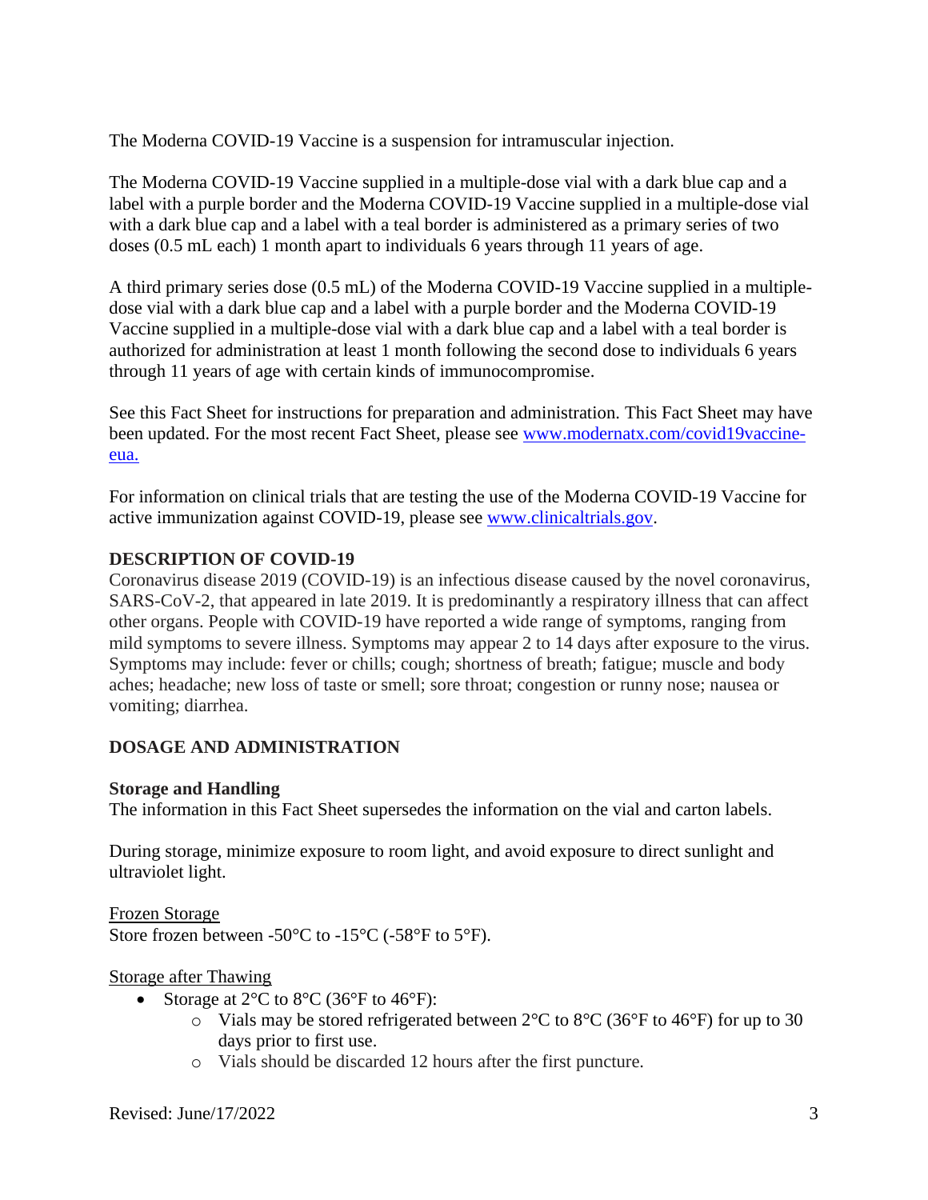The Moderna COVID-19 Vaccine is a suspension for intramuscular injection.

The Moderna COVID-19 Vaccine supplied in a multiple-dose vial with a dark blue cap and a label with a purple border and the Moderna COVID-19 Vaccine supplied in a multiple-dose vial with a dark blue cap and a label with a teal border is administered as a primary series of two doses (0.5 mL each) 1 month apart to individuals 6 years through 11 years of age.

A third primary series dose (0.5 mL) of the Moderna COVID-19 Vaccine supplied in a multiple-dose vial with a dark blue cap and a label with a purple border and the Moderna COVID-19 Vaccine supplied in a multiple-dose vial with a dark blue cap and a label with a teal border is authorized for administration at least 1 month following the second dose to individuals 6 years through 11 years of age with certain kinds of immunocompromise.

See this Fact Sheet for instructions for preparation and administration. This Fact Sheet may have been updated. For the most recent Fact Sheet, please see [www.modernatx.com/covid19vaccine-eua.](www.modernatx.com/covid19vaccine-eua)

For information on clinical trials that are testing the use of the Moderna COVID-19 Vaccine for active immunization against COVID-19, please see [www.clinicaltrials.gov](www.clinicaltrials.gov).

## DESCRIPTION OF COVID-19

Coronavirus disease 2019 (COVID-19) is an infectious disease caused by the novel coronavirus, SARS-CoV-2, that appeared in late 2019. It is predominantly a respiratory illness that can affect other organs. People with COVID-19 have reported a wide range of symptoms, ranging from mild symptoms to severe illness. Symptoms may appear 2 to 14 days after exposure to the virus. Symptoms may include: fever or chills; cough; shortness of breath; fatigue; muscle and body aches; headache; new loss of taste or smell; sore throat; congestion or runny nose; nausea or vomiting; diarrhea.

## DOSAGE AND ADMINISTRATION

### Storage and Handling

The information in this Fact Sheet supersedes the information on the vial and carton labels.

During storage, minimize exposure to room light, and avoid exposure to direct sunlight and ultraviolet light.

Frozen Storage

Store frozen between -50°C to -15°C (-58°F to 5°F).

Storage after Thawing

- Storage at 2°C to 8°C (36°F to 46°F):
  - Vials may be stored refrigerated between 2°C to 8°C (36°F to 46°F) for up to 30 days prior to first use.
  - Vials should be discarded 12 hours after the first puncture.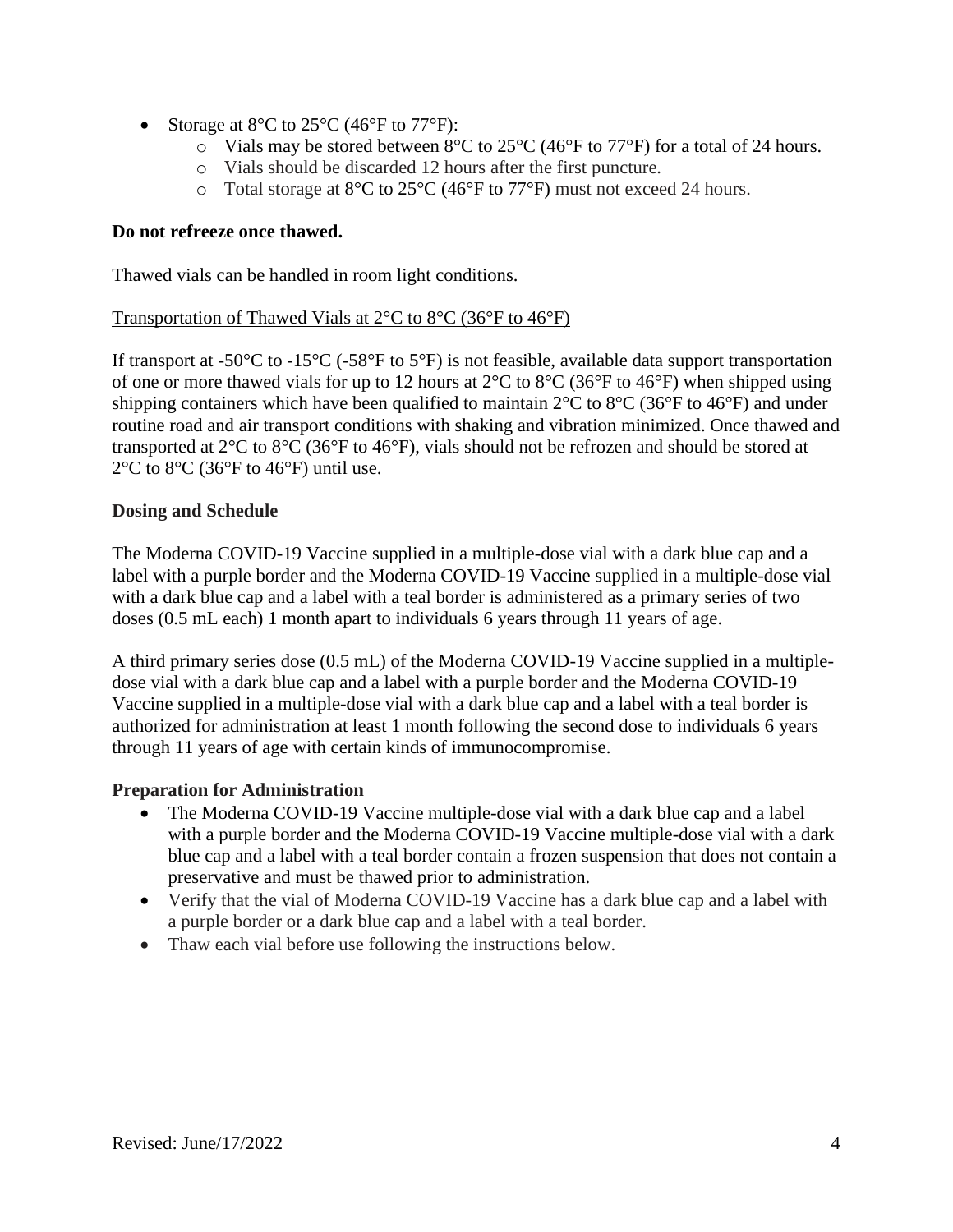- Storage at 8°C to 25°C (46°F to 77°F):
  - Vials may be stored between 8°C to 25°C (46°F to 77°F) for a total of 24 hours.
  - Vials should be discarded 12 hours after the first puncture.
  - Total storage at 8°C to 25°C (46°F to 77°F) must not exceed 24 hours.

**Do not refreeze once thawed.**

Thawed vials can be handled in room light conditions.

<u>Transportation of Thawed Vials at 2°C to 8°C (36°F to 46°F)</u>

If transport at -50°C to -15°C (-58°F to 5°F) is not feasible, available data support transportation of one or more thawed vials for up to 12 hours at 2°C to 8°C (36°F to 46°F) when shipped using shipping containers which have been qualified to maintain 2°C to 8°C (36°F to 46°F) and under routine road and air transport conditions with shaking and vibration minimized. Once thawed and transported at 2°C to 8°C (36°F to 46°F), vials should not be refrozen and should be stored at 2°C to 8°C (36°F to 46°F) until use.

**Dosing and Schedule**

The Moderna COVID-19 Vaccine supplied in a multiple-dose vial with a dark blue cap and a label with a purple border and the Moderna COVID-19 Vaccine supplied in a multiple-dose vial with a dark blue cap and a label with a teal border is administered as a primary series of two doses (0.5 mL each) 1 month apart to individuals 6 years through 11 years of age.

A third primary series dose (0.5 mL) of the Moderna COVID-19 Vaccine supplied in a multiple-dose vial with a dark blue cap and a label with a purple border and the Moderna COVID-19 Vaccine supplied in a multiple-dose vial with a dark blue cap and a label with a teal border is authorized for administration at least 1 month following the second dose to individuals 6 years through 11 years of age with certain kinds of immunocompromise.

**Preparation for Administration**

- The Moderna COVID-19 Vaccine multiple-dose vial with a dark blue cap and a label with a purple border and the Moderna COVID-19 Vaccine multiple-dose vial with a dark blue cap and a label with a teal border contain a frozen suspension that does not contain a preservative and must be thawed prior to administration.
- Verify that the vial of Moderna COVID-19 Vaccine has a dark blue cap and a label with a purple border or a dark blue cap and a label with a teal border.
- Thaw each vial before use following the instructions below.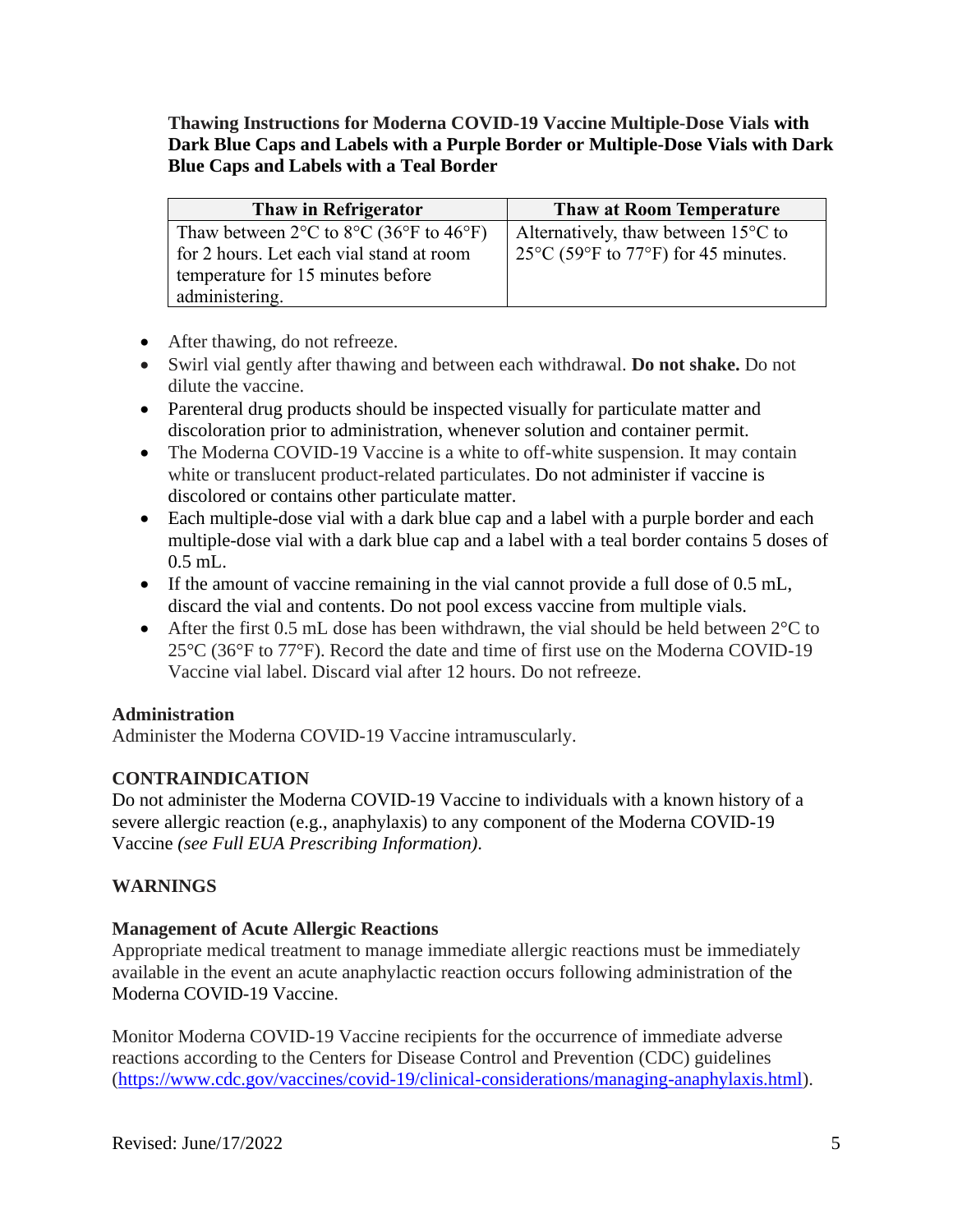**Thawing Instructions for Moderna COVID-19 Vaccine Multiple-Dose Vials with Dark Blue Caps and Labels with a Purple Border or Multiple-Dose Vials with Dark Blue Caps and Labels with a Teal Border**

| Thaw in Refrigerator | Thaw at Room Temperature |
| --- | --- |
| Thaw between 2°C to 8°C (36°F to 46°F) for 2 hours. Let each vial stand at room temperature for 15 minutes before administering. | Alternatively, thaw between 15°C to 25°C (59°F to 77°F) for 45 minutes. |

- After thawing, do not refreeze.
- Swirl vial gently after thawing and between each withdrawal. **Do not shake.** Do not dilute the vaccine.
- Parenteral drug products should be inspected visually for particulate matter and discoloration prior to administration, whenever solution and container permit.
- The Moderna COVID-19 Vaccine is a white to off-white suspension. It may contain white or translucent product-related particulates. Do not administer if vaccine is discolored or contains other particulate matter.
- Each multiple-dose vial with a dark blue cap and a label with a purple border and each multiple-dose vial with a dark blue cap and a label with a teal border contains 5 doses of 0.5 mL.
- If the amount of vaccine remaining in the vial cannot provide a full dose of 0.5 mL, discard the vial and contents. Do not pool excess vaccine from multiple vials.
- After the first 0.5 mL dose has been withdrawn, the vial should be held between 2°C to 25°C (36°F to 77°F). Record the date and time of first use on the Moderna COVID-19 Vaccine vial label. Discard vial after 12 hours. Do not refreeze.

## Administration

Administer the Moderna COVID-19 Vaccine intramuscularly.

## CONTRAINDICATION

Do not administer the Moderna COVID-19 Vaccine to individuals with a known history of a severe allergic reaction (e.g., anaphylaxis) to any component of the Moderna COVID-19 Vaccine *(see Full EUA Prescribing Information).*

## WARNINGS

### Management of Acute Allergic Reactions

Appropriate medical treatment to manage immediate allergic reactions must be immediately available in the event an acute anaphylactic reaction occurs following administration of the Moderna COVID-19 Vaccine.

Monitor Moderna COVID-19 Vaccine recipients for the occurrence of immediate adverse reactions according to the Centers for Disease Control and Prevention (CDC) guidelines (https://www.cdc.gov/vaccines/covid-19/clinical-considerations/managing-anaphylaxis.html).

Revised: June/17/2022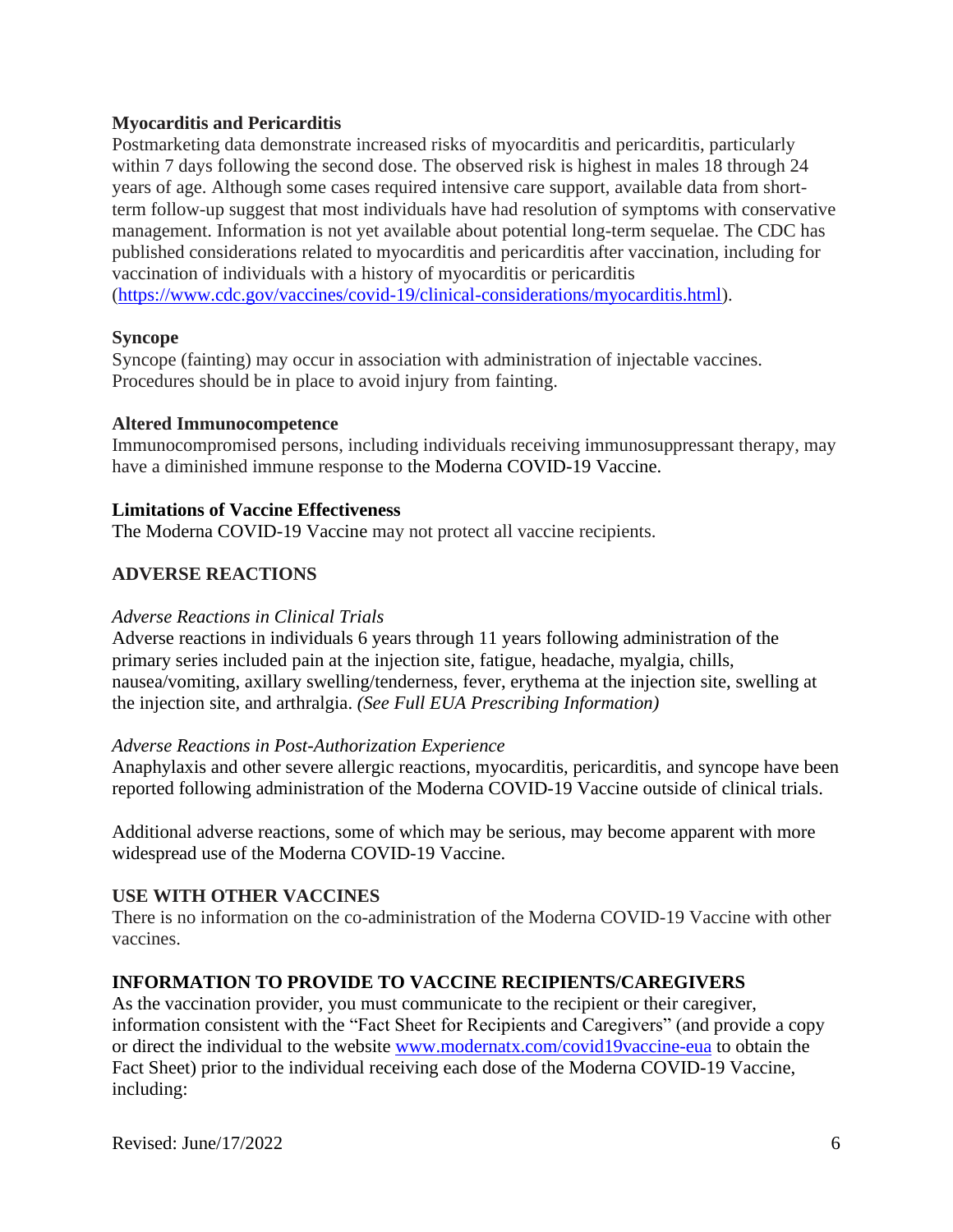**Myocarditis and Pericarditis**

Postmarketing data demonstrate increased risks of myocarditis and pericarditis, particularly within 7 days following the second dose. The observed risk is highest in males 18 through 24 years of age. Although some cases required intensive care support, available data from short-term follow-up suggest that most individuals have had resolution of symptoms with conservative management. Information is not yet available about potential long-term sequelae. The CDC has published considerations related to myocarditis and pericarditis after vaccination, including for vaccination of individuals with a history of myocarditis or pericarditis (https://www.cdc.gov/vaccines/covid-19/clinical-considerations/myocarditis.html).

**Syncope**

Syncope (fainting) may occur in association with administration of injectable vaccines. Procedures should be in place to avoid injury from fainting.

**Altered Immunocompetence**

Immunocompromised persons, including individuals receiving immunosuppressant therapy, may have a diminished immune response to the Moderna COVID-19 Vaccine.

**Limitations of Vaccine Effectiveness**

The Moderna COVID-19 Vaccine may not protect all vaccine recipients.

## ADVERSE REACTIONS

*Adverse Reactions in Clinical Trials*

Adverse reactions in individuals 6 years through 11 years following administration of the primary series included pain at the injection site, fatigue, headache, myalgia, chills, nausea/vomiting, axillary swelling/tenderness, fever, erythema at the injection site, swelling at the injection site, and arthralgia. *(See Full EUA Prescribing Information)*

*Adverse Reactions in Post-Authorization Experience*

Anaphylaxis and other severe allergic reactions, myocarditis, pericarditis, and syncope have been reported following administration of the Moderna COVID-19 Vaccine outside of clinical trials.

Additional adverse reactions, some of which may be serious, may become apparent with more widespread use of the Moderna COVID-19 Vaccine.

## USE WITH OTHER VACCINES

There is no information on the co-administration of the Moderna COVID-19 Vaccine with other vaccines.

## INFORMATION TO PROVIDE TO VACCINE RECIPIENTS/CAREGIVERS

As the vaccination provider, you must communicate to the recipient or their caregiver, information consistent with the "Fact Sheet for Recipients and Caregivers" (and provide a copy or direct the individual to the website www.modernatx.com/covid19vaccine-eua to obtain the Fact Sheet) prior to the individual receiving each dose of the Moderna COVID-19 Vaccine, including:

Revised: June/17/2022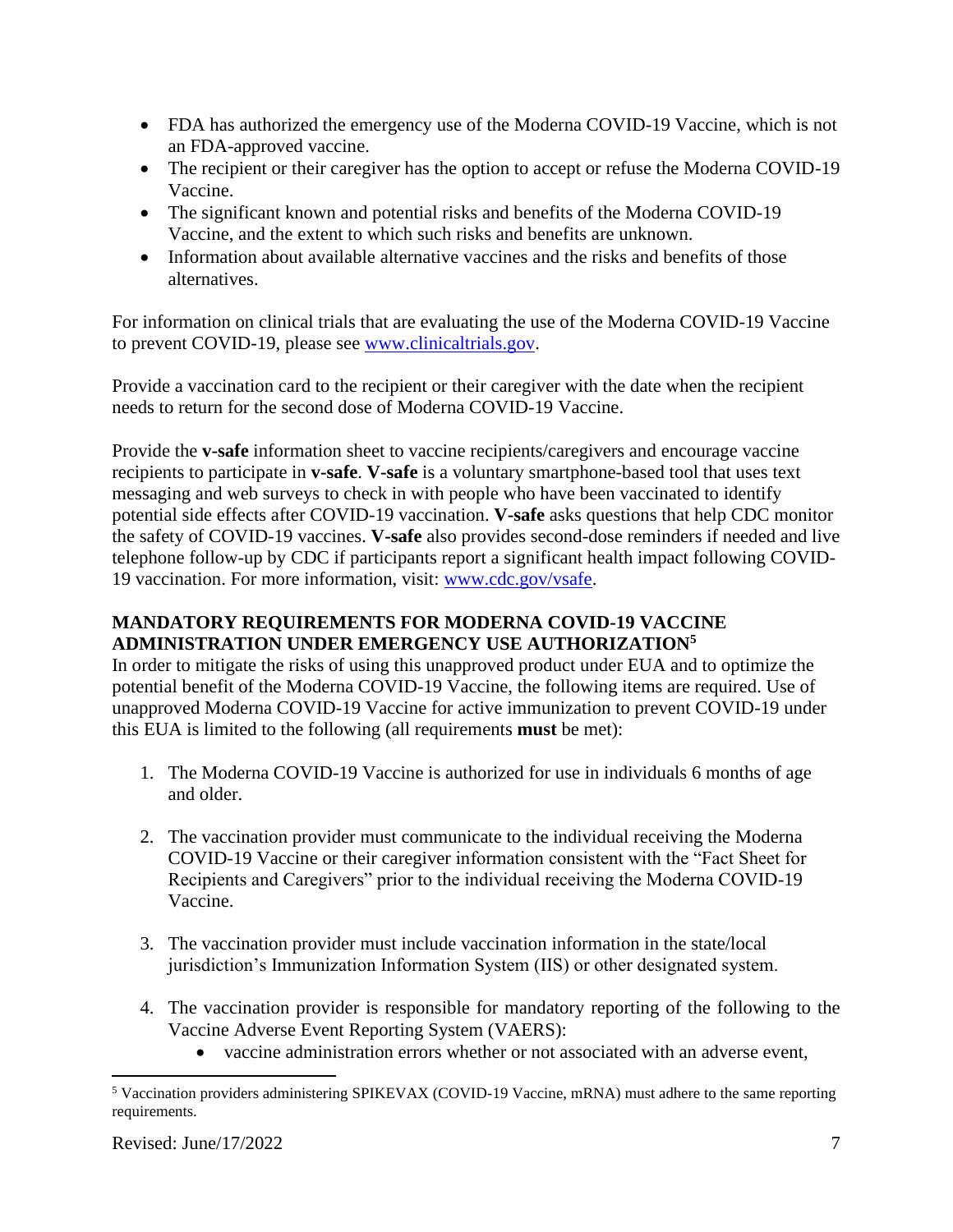- FDA has authorized the emergency use of the Moderna COVID-19 Vaccine, which is not an FDA-approved vaccine.
- The recipient or their caregiver has the option to accept or refuse the Moderna COVID-19 Vaccine.
- The significant known and potential risks and benefits of the Moderna COVID-19 Vaccine, and the extent to which such risks and benefits are unknown.
- Information about available alternative vaccines and the risks and benefits of those alternatives.

For information on clinical trials that are evaluating the use of the Moderna COVID-19 Vaccine to prevent COVID-19, please see [www.clinicaltrials.gov](http://www.clinicaltrials.gov).

Provide a vaccination card to the recipient or their caregiver with the date when the recipient needs to return for the second dose of Moderna COVID-19 Vaccine.

Provide the **v-safe** information sheet to vaccine recipients/caregivers and encourage vaccine recipients to participate in **v-safe**. **V-safe** is a voluntary smartphone-based tool that uses text messaging and web surveys to check in with people who have been vaccinated to identify potential side effects after COVID-19 vaccination. **V-safe** asks questions that help CDC monitor the safety of COVID-19 vaccines. **V-safe** also provides second-dose reminders if needed and live telephone follow-up by CDC if participants report a significant health impact following COVID-19 vaccination. For more information, visit: [www.cdc.gov/vsafe](http://www.cdc.gov/vsafe).

## MANDATORY REQUIREMENTS FOR MODERNA COVID-19 VACCINE ADMINISTRATION UNDER EMERGENCY USE AUTHORIZATION[5]

In order to mitigate the risks of using this unapproved product under EUA and to optimize the potential benefit of the Moderna COVID-19 Vaccine, the following items are required. Use of unapproved Moderna COVID-19 Vaccine for active immunization to prevent COVID-19 under this EUA is limited to the following (all requirements **must** be met):

1. The Moderna COVID-19 Vaccine is authorized for use in individuals 6 months of age and older.

2. The vaccination provider must communicate to the individual receiving the Moderna COVID-19 Vaccine or their caregiver information consistent with the "Fact Sheet for Recipients and Caregivers" prior to the individual receiving the Moderna COVID-19 Vaccine.

3. The vaccination provider must include vaccination information in the state/local jurisdiction's Immunization Information System (IIS) or other designated system.

4. The vaccination provider is responsible for mandatory reporting of the following to the Vaccine Adverse Event Reporting System (VAERS):
   - vaccine administration errors whether or not associated with an adverse event,

---

[5] Vaccination providers administering SPIKEVAX (COVID-19 Vaccine, mRNA) must adhere to the same reporting requirements.

Revised: June/17/2022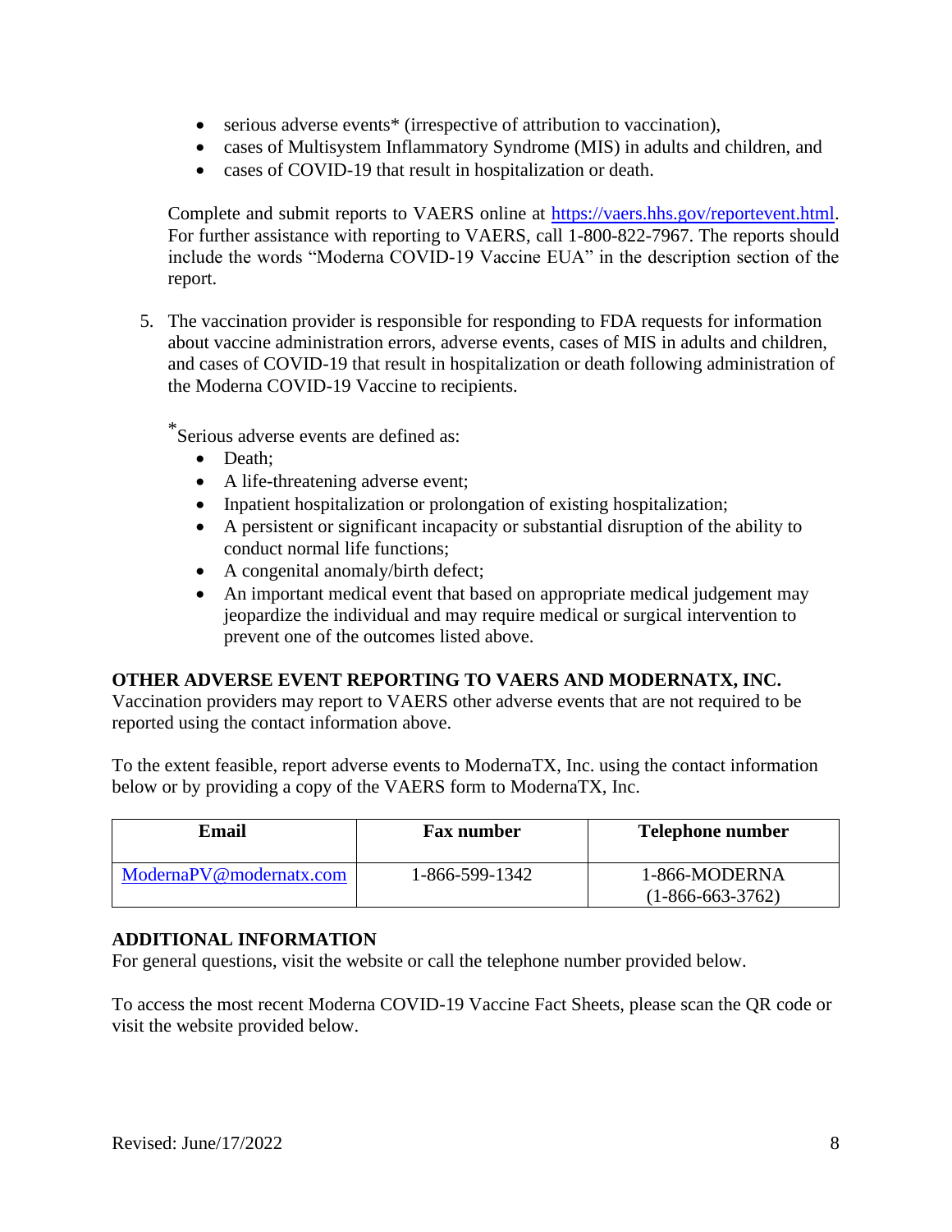- serious adverse events* (irrespective of attribution to vaccination),
- cases of Multisystem Inflammatory Syndrome (MIS) in adults and children, and
- cases of COVID-19 that result in hospitalization or death.

Complete and submit reports to VAERS online at https://vaers.hhs.gov/reportevent.html. For further assistance with reporting to VAERS, call 1-800-822-7967. The reports should include the words "Moderna COVID-19 Vaccine EUA" in the description section of the report.

5. The vaccination provider is responsible for responding to FDA requests for information about vaccine administration errors, adverse events, cases of MIS in adults and children, and cases of COVID-19 that result in hospitalization or death following administration of the Moderna COVID-19 Vaccine to recipients.

*Serious adverse events are defined as:

- Death;
- A life-threatening adverse event;
- Inpatient hospitalization or prolongation of existing hospitalization;
- A persistent or significant incapacity or substantial disruption of the ability to conduct normal life functions;
- A congenital anomaly/birth defect;
- An important medical event that based on appropriate medical judgement may jeopardize the individual and may require medical or surgical intervention to prevent one of the outcomes listed above.

**OTHER ADVERSE EVENT REPORTING TO VAERS AND MODERNATX, INC.**

Vaccination providers may report to VAERS other adverse events that are not required to be reported using the contact information above.

To the extent feasible, report adverse events to ModernaTX, Inc. using the contact information below or by providing a copy of the VAERS form to ModernaTX, Inc.

| Email | Fax number | Telephone number |
|---|---|---|
| ModernaPV@modernatx.com | 1-866-599-1342 | 1-866-MODERNA (1-866-663-3762) |

**ADDITIONAL INFORMATION**

For general questions, visit the website or call the telephone number provided below.

To access the most recent Moderna COVID-19 Vaccine Fact Sheets, please scan the QR code or visit the website provided below.

Revised: June/17/2022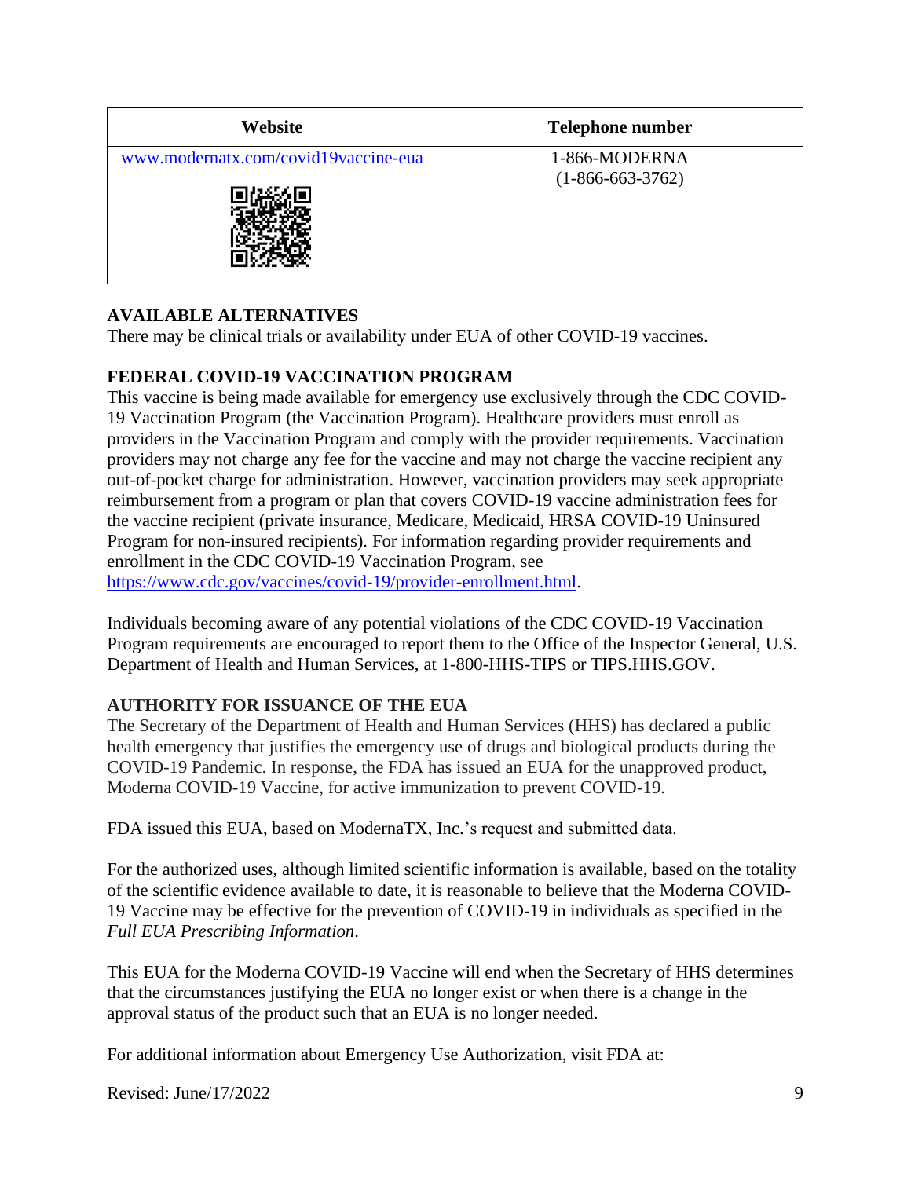| Website | Telephone number |
|---|---|
| www.modernatx.com/covid19vaccine-eua | 1-866-MODERNA (1-866-663-3762) |

**AVAILABLE ALTERNATIVES**

There may be clinical trials or availability under EUA of other COVID-19 vaccines.

**FEDERAL COVID-19 VACCINATION PROGRAM**

This vaccine is being made available for emergency use exclusively through the CDC COVID-19 Vaccination Program (the Vaccination Program). Healthcare providers must enroll as providers in the Vaccination Program and comply with the provider requirements. Vaccination providers may not charge any fee for the vaccine and may not charge the vaccine recipient any out-of-pocket charge for administration. However, vaccination providers may seek appropriate reimbursement from a program or plan that covers COVID-19 vaccine administration fees for the vaccine recipient (private insurance, Medicare, Medicaid, HRSA COVID-19 Uninsured Program for non-insured recipients). For information regarding provider requirements and enrollment in the CDC COVID-19 Vaccination Program, see https://www.cdc.gov/vaccines/covid-19/provider-enrollment.html.

Individuals becoming aware of any potential violations of the CDC COVID-19 Vaccination Program requirements are encouraged to report them to the Office of the Inspector General, U.S. Department of Health and Human Services, at 1-800-HHS-TIPS or TIPS.HHS.GOV.

**AUTHORITY FOR ISSUANCE OF THE EUA**

The Secretary of the Department of Health and Human Services (HHS) has declared a public health emergency that justifies the emergency use of drugs and biological products during the COVID-19 Pandemic. In response, the FDA has issued an EUA for the unapproved product, Moderna COVID-19 Vaccine, for active immunization to prevent COVID-19.

FDA issued this EUA, based on ModernaTX, Inc.'s request and submitted data.

For the authorized uses, although limited scientific information is available, based on the totality of the scientific evidence available to date, it is reasonable to believe that the Moderna COVID-19 Vaccine may be effective for the prevention of COVID-19 in individuals as specified in the *Full EUA Prescribing Information*.

This EUA for the Moderna COVID-19 Vaccine will end when the Secretary of HHS determines that the circumstances justifying the EUA no longer exist or when there is a change in the approval status of the product such that an EUA is no longer needed.

For additional information about Emergency Use Authorization, visit FDA at:

Revised: June/17/2022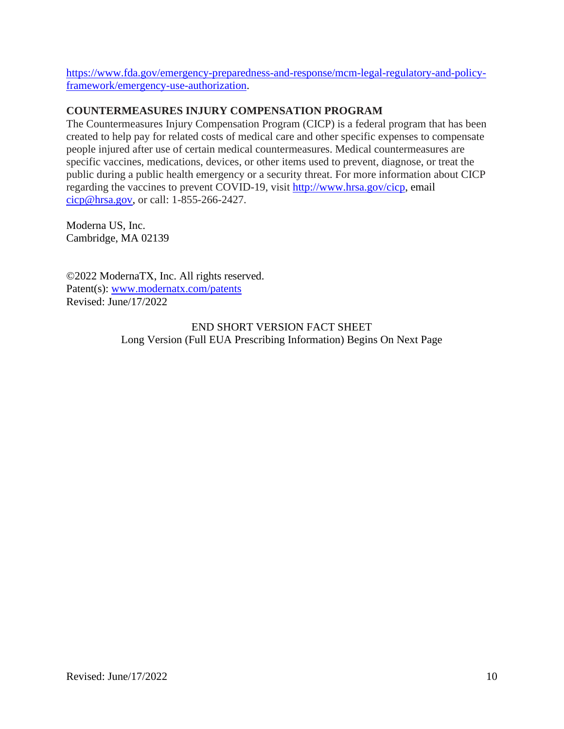https://www.fda.gov/emergency-preparedness-and-response/mcm-legal-regulatory-and-policy-framework/emergency-use-authorization.

## COUNTERMEASURES INJURY COMPENSATION PROGRAM

The Countermeasures Injury Compensation Program (CICP) is a federal program that has been created to help pay for related costs of medical care and other specific expenses to compensate people injured after use of certain medical countermeasures. Medical countermeasures are specific vaccines, medications, devices, or other items used to prevent, diagnose, or treat the public during a public health emergency or a security threat. For more information about CICP regarding the vaccines to prevent COVID-19, visit http://www.hrsa.gov/cicp, email cicp@hrsa.gov, or call: 1-855-266-2427.

Moderna US, Inc.
Cambridge, MA 02139

©2022 ModernaTX, Inc. All rights reserved.
Patent(s): www.modernatx.com/patents
Revised: June/17/2022

END SHORT VERSION FACT SHEET
Long Version (Full EUA Prescribing Information) Begins On Next Page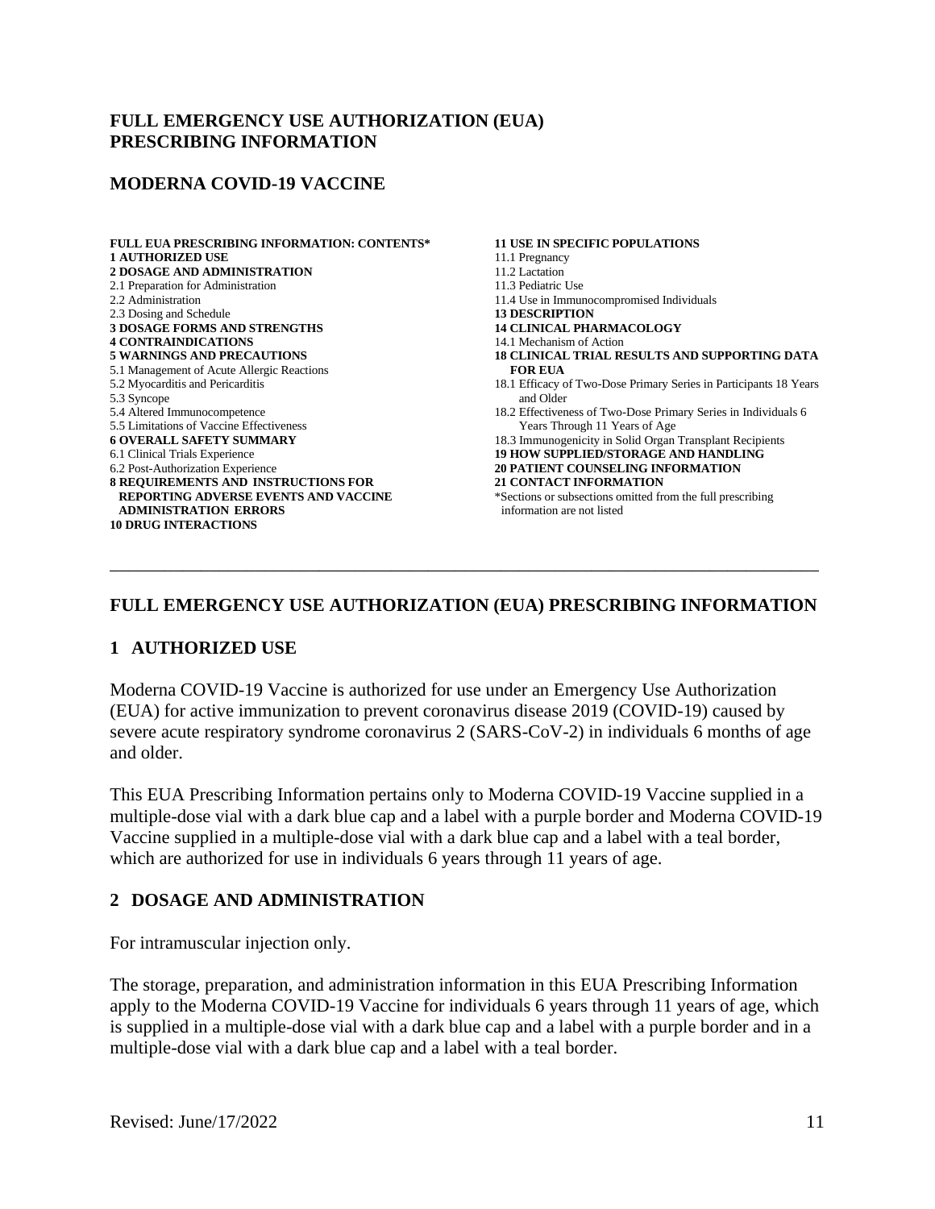# FULL EMERGENCY USE AUTHORIZATION (EUA) PRESCRIBING INFORMATION

## MODERNA COVID-19 VACCINE

**FULL EUA PRESCRIBING INFORMATION: CONTENTS***

**1 AUTHORIZED USE**

**2 DOSAGE AND ADMINISTRATION**

2.1 Preparation for Administration

2.2 Administration

2.3 Dosing and Schedule

**3 DOSAGE FORMS AND STRENGTHS**

**4 CONTRAINDICATIONS**

**5 WARNINGS AND PRECAUTIONS**

5.1 Management of Acute Allergic Reactions

5.2 Myocarditis and Pericarditis

5.3 Syncope

5.4 Altered Immunocompetence

5.5 Limitations of Vaccine Effectiveness

**6 OVERALL SAFETY SUMMARY**

6.1 Clinical Trials Experience

6.2 Post-Authorization Experience

**8 REQUIREMENTS AND INSTRUCTIONS FOR REPORTING ADVERSE EVENTS AND VACCINE ADMINISTRATION ERRORS**

**10 DRUG INTERACTIONS**

**11 USE IN SPECIFIC POPULATIONS**

11.1 Pregnancy

11.2 Lactation

11.3 Pediatric Use

11.4 Use in Immunocompromised Individuals

**13 DESCRIPTION**

**14 CLINICAL PHARMACOLOGY**

14.1 Mechanism of Action

**18 CLINICAL TRIAL RESULTS AND SUPPORTING DATA FOR EUA**

18.1 Efficacy of Two-Dose Primary Series in Participants 18 Years and Older

18.2 Effectiveness of Two-Dose Primary Series in Individuals 6 Years Through 11 Years of Age

18.3 Immunogenicity in Solid Organ Transplant Recipients

**19 HOW SUPPLIED/STORAGE AND HANDLING**

**20 PATIENT COUNSELING INFORMATION**

**21 CONTACT INFORMATION**

*Sections or subsections omitted from the full prescribing information are not listed

---

# FULL EMERGENCY USE AUTHORIZATION (EUA) PRESCRIBING INFORMATION

## 1 AUTHORIZED USE

Moderna COVID-19 Vaccine is authorized for use under an Emergency Use Authorization (EUA) for active immunization to prevent coronavirus disease 2019 (COVID-19) caused by severe acute respiratory syndrome coronavirus 2 (SARS-CoV-2) in individuals 6 months of age and older.

This EUA Prescribing Information pertains only to Moderna COVID-19 Vaccine supplied in a multiple-dose vial with a dark blue cap and a label with a purple border and Moderna COVID-19 Vaccine supplied in a multiple-dose vial with a dark blue cap and a label with a teal border, which are authorized for use in individuals 6 years through 11 years of age.

## 2 DOSAGE AND ADMINISTRATION

For intramuscular injection only.

The storage, preparation, and administration information in this EUA Prescribing Information apply to the Moderna COVID-19 Vaccine for individuals 6 years through 11 years of age, which is supplied in a multiple-dose vial with a dark blue cap and a label with a purple border and in a multiple-dose vial with a dark blue cap and a label with a teal border.

Revised: June/17/2022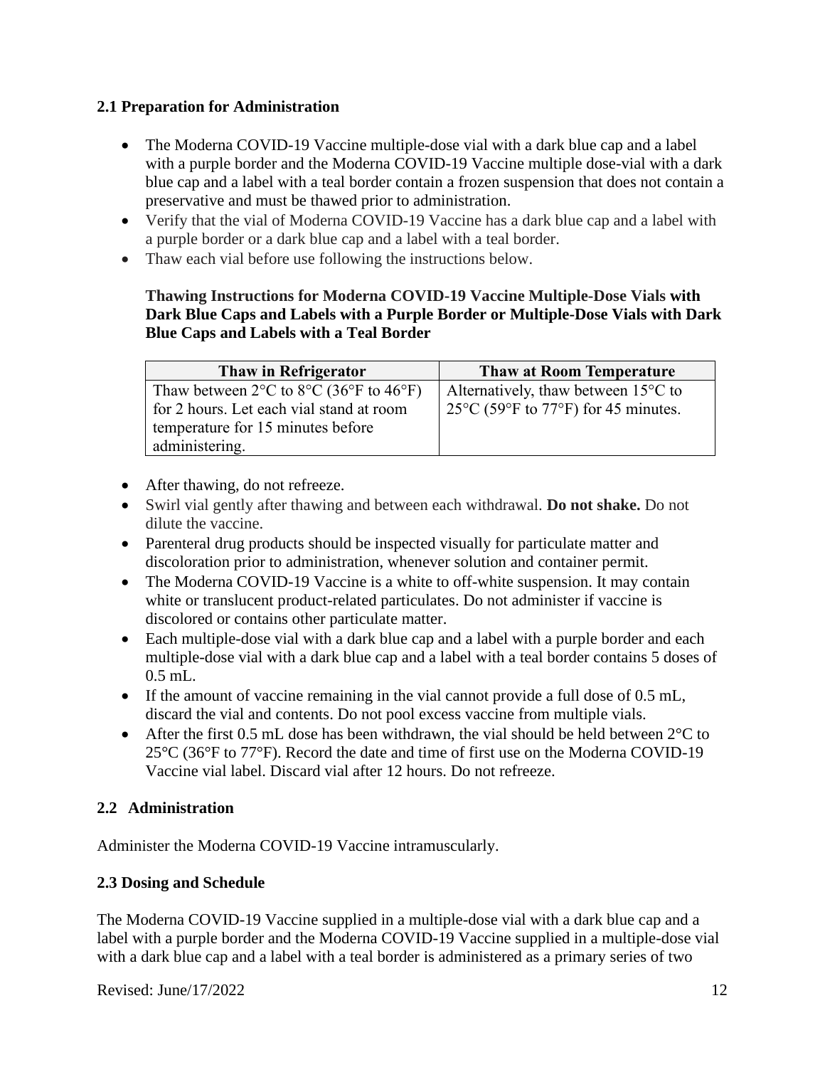### 2.1 Preparation for Administration

- The Moderna COVID-19 Vaccine multiple-dose vial with a dark blue cap and a label with a purple border and the Moderna COVID-19 Vaccine multiple dose-vial with a dark blue cap and a label with a teal border contain a frozen suspension that does not contain a preservative and must be thawed prior to administration.
- Verify that the vial of Moderna COVID-19 Vaccine has a dark blue cap and a label with a purple border or a dark blue cap and a label with a teal border.
- Thaw each vial before use following the instructions below.

**Thawing Instructions for Moderna COVID-19 Vaccine Multiple-Dose Vials with Dark Blue Caps and Labels with a Purple Border or Multiple-Dose Vials with Dark Blue Caps and Labels with a Teal Border**

| Thaw in Refrigerator | Thaw at Room Temperature |
| --- | --- |
| Thaw between 2°C to 8°C (36°F to 46°F) for 2 hours. Let each vial stand at room temperature for 15 minutes before administering. | Alternatively, thaw between 15°C to 25°C (59°F to 77°F) for 45 minutes. |

- After thawing, do not refreeze.
- Swirl vial gently after thawing and between each withdrawal. **Do not shake.** Do not dilute the vaccine.
- Parenteral drug products should be inspected visually for particulate matter and discoloration prior to administration, whenever solution and container permit.
- The Moderna COVID-19 Vaccine is a white to off-white suspension. It may contain white or translucent product-related particulates. Do not administer if vaccine is discolored or contains other particulate matter.
- Each multiple-dose vial with a dark blue cap and a label with a purple border and each multiple-dose vial with a dark blue cap and a label with a teal border contains 5 doses of 0.5 mL.
- If the amount of vaccine remaining in the vial cannot provide a full dose of 0.5 mL, discard the vial and contents. Do not pool excess vaccine from multiple vials.
- After the first 0.5 mL dose has been withdrawn, the vial should be held between 2°C to 25°C (36°F to 77°F). Record the date and time of first use on the Moderna COVID-19 Vaccine vial label. Discard vial after 12 hours. Do not refreeze.

### 2.2 Administration

Administer the Moderna COVID-19 Vaccine intramuscularly.

### 2.3 Dosing and Schedule

The Moderna COVID-19 Vaccine supplied in a multiple-dose vial with a dark blue cap and a label with a purple border and the Moderna COVID-19 Vaccine supplied in a multiple-dose vial with a dark blue cap and a label with a teal border is administered as a primary series of two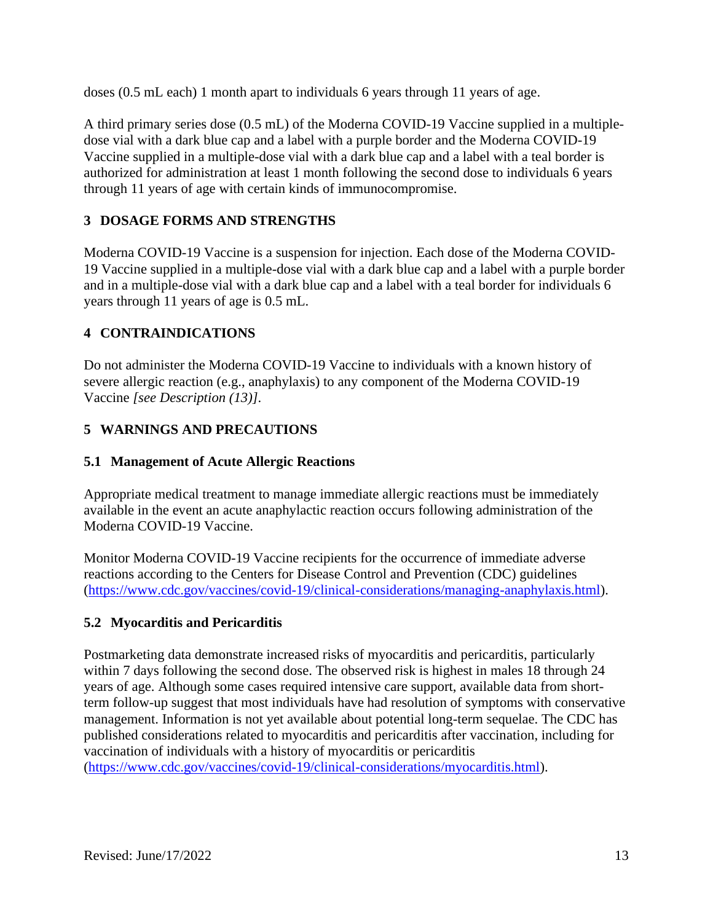doses (0.5 mL each) 1 month apart to individuals 6 years through 11 years of age.

A third primary series dose (0.5 mL) of the Moderna COVID-19 Vaccine supplied in a multiple-dose vial with a dark blue cap and a label with a purple border and the Moderna COVID-19 Vaccine supplied in a multiple-dose vial with a dark blue cap and a label with a teal border is authorized for administration at least 1 month following the second dose to individuals 6 years through 11 years of age with certain kinds of immunocompromise.

## 3 DOSAGE FORMS AND STRENGTHS

Moderna COVID-19 Vaccine is a suspension for injection. Each dose of the Moderna COVID-19 Vaccine supplied in a multiple-dose vial with a dark blue cap and a label with a purple border and in a multiple-dose vial with a dark blue cap and a label with a teal border for individuals 6 years through 11 years of age is 0.5 mL.

## 4 CONTRAINDICATIONS

Do not administer the Moderna COVID-19 Vaccine to individuals with a known history of severe allergic reaction (e.g., anaphylaxis) to any component of the Moderna COVID-19 Vaccine *[see Description (13)]*.

## 5 WARNINGS AND PRECAUTIONS

### 5.1 Management of Acute Allergic Reactions

Appropriate medical treatment to manage immediate allergic reactions must be immediately available in the event an acute anaphylactic reaction occurs following administration of the Moderna COVID-19 Vaccine.

Monitor Moderna COVID-19 Vaccine recipients for the occurrence of immediate adverse reactions according to the Centers for Disease Control and Prevention (CDC) guidelines (https://www.cdc.gov/vaccines/covid-19/clinical-considerations/managing-anaphylaxis.html).

### 5.2 Myocarditis and Pericarditis

Postmarketing data demonstrate increased risks of myocarditis and pericarditis, particularly within 7 days following the second dose. The observed risk is highest in males 18 through 24 years of age. Although some cases required intensive care support, available data from short-term follow-up suggest that most individuals have had resolution of symptoms with conservative management. Information is not yet available about potential long-term sequelae. The CDC has published considerations related to myocarditis and pericarditis after vaccination, including for vaccination of individuals with a history of myocarditis or pericarditis (https://www.cdc.gov/vaccines/covid-19/clinical-considerations/myocarditis.html).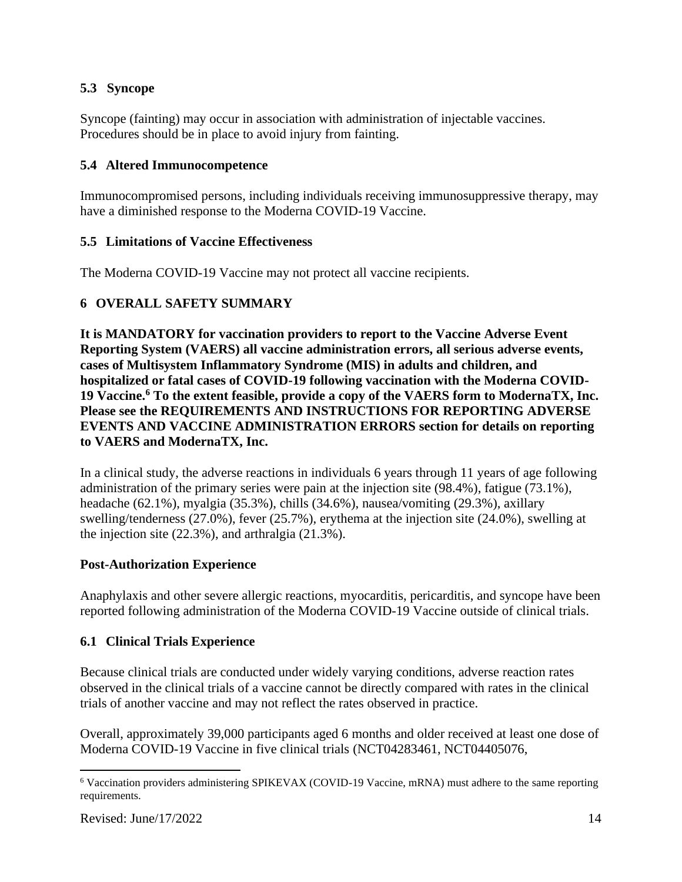### 5.3 Syncope

Syncope (fainting) may occur in association with administration of injectable vaccines. Procedures should be in place to avoid injury from fainting.

### 5.4 Altered Immunocompetence

Immunocompromised persons, including individuals receiving immunosuppressive therapy, may have a diminished response to the Moderna COVID-19 Vaccine.

### 5.5 Limitations of Vaccine Effectiveness

The Moderna COVID-19 Vaccine may not protect all vaccine recipients.

## 6 OVERALL SAFETY SUMMARY

**It is MANDATORY for vaccination providers to report to the Vaccine Adverse Event Reporting System (VAERS) all vaccine administration errors, all serious adverse events, cases of Multisystem Inflammatory Syndrome (MIS) in adults and children, and hospitalized or fatal cases of COVID-19 following vaccination with the Moderna COVID-19 Vaccine.[6] To the extent feasible, provide a copy of the VAERS form to ModernaTX, Inc. Please see the REQUIREMENTS AND INSTRUCTIONS FOR REPORTING ADVERSE EVENTS AND VACCINE ADMINISTRATION ERRORS section for details on reporting to VAERS and ModernaTX, Inc.**

In a clinical study, the adverse reactions in individuals 6 years through 11 years of age following administration of the primary series were pain at the injection site (98.4%), fatigue (73.1%), headache (62.1%), myalgia (35.3%), chills (34.6%), nausea/vomiting (29.3%), axillary swelling/tenderness (27.0%), fever (25.7%), erythema at the injection site (24.0%), swelling at the injection site (22.3%), and arthralgia (21.3%).

**Post-Authorization Experience**

Anaphylaxis and other severe allergic reactions, myocarditis, pericarditis, and syncope have been reported following administration of the Moderna COVID-19 Vaccine outside of clinical trials.

### 6.1 Clinical Trials Experience

Because clinical trials are conducted under widely varying conditions, adverse reaction rates observed in the clinical trials of a vaccine cannot be directly compared with rates in the clinical trials of another vaccine and may not reflect the rates observed in practice.

Overall, approximately 39,000 participants aged 6 months and older received at least one dose of Moderna COVID-19 Vaccine in five clinical trials (NCT04283461, NCT04405076,

[6] Vaccination providers administering SPIKEVAX (COVID-19 Vaccine, mRNA) must adhere to the same reporting requirements.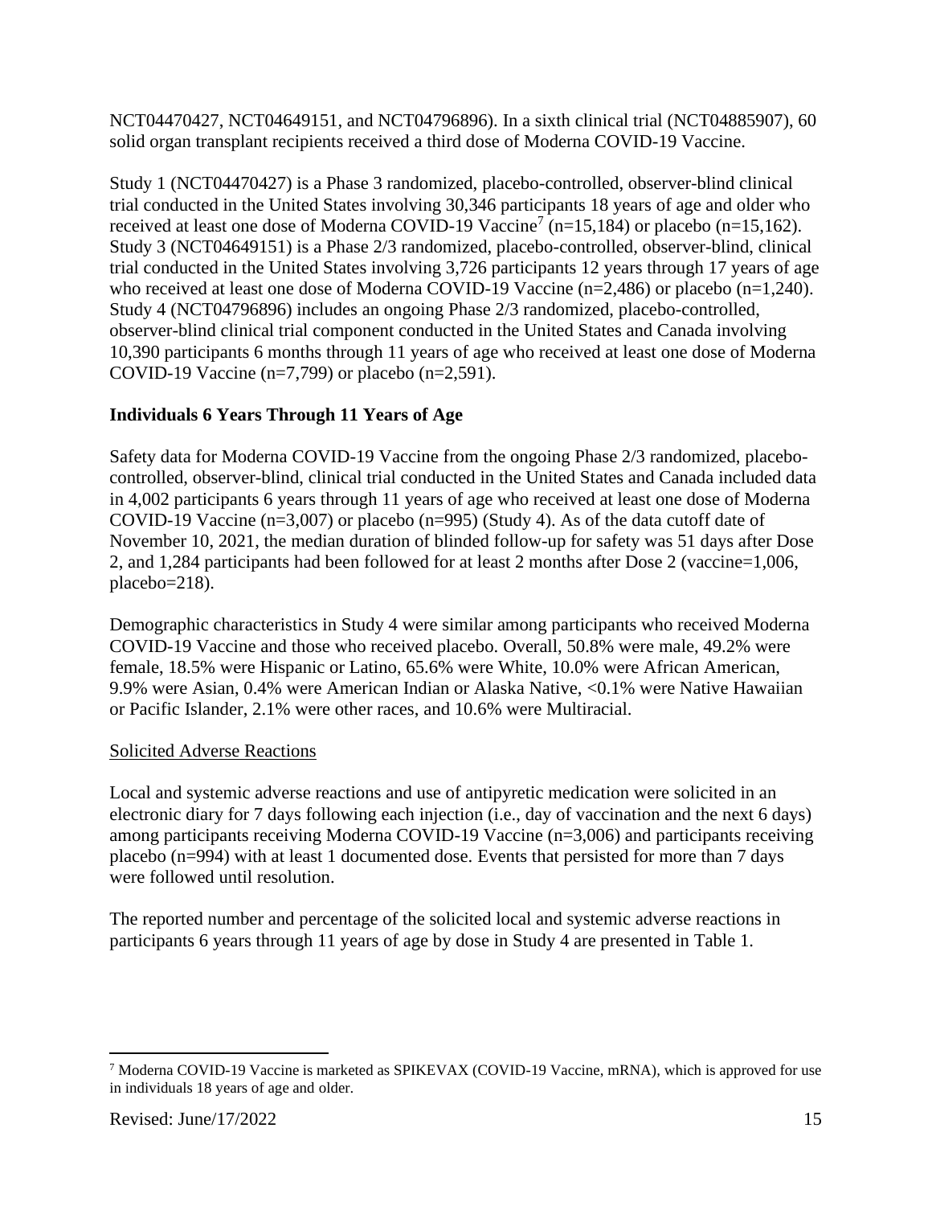NCT04470427, NCT04649151, and NCT04796896). In a sixth clinical trial (NCT04885907), 60 solid organ transplant recipients received a third dose of Moderna COVID-19 Vaccine.

Study 1 (NCT04470427) is a Phase 3 randomized, placebo-controlled, observer-blind clinical trial conducted in the United States involving 30,346 participants 18 years of age and older who received at least one dose of Moderna COVID-19 Vaccine[7] (n=15,184) or placebo (n=15,162). Study 3 (NCT04649151) is a Phase 2/3 randomized, placebo-controlled, observer-blind, clinical trial conducted in the United States involving 3,726 participants 12 years through 17 years of age who received at least one dose of Moderna COVID-19 Vaccine (n=2,486) or placebo (n=1,240). Study 4 (NCT04796896) includes an ongoing Phase 2/3 randomized, placebo-controlled, observer-blind clinical trial component conducted in the United States and Canada involving 10,390 participants 6 months through 11 years of age who received at least one dose of Moderna COVID-19 Vaccine (n=7,799) or placebo (n=2,591).

**Individuals 6 Years Through 11 Years of Age**

Safety data for Moderna COVID-19 Vaccine from the ongoing Phase 2/3 randomized, placebo-controlled, observer-blind, clinical trial conducted in the United States and Canada included data in 4,002 participants 6 years through 11 years of age who received at least one dose of Moderna COVID-19 Vaccine (n=3,007) or placebo (n=995) (Study 4). As of the data cutoff date of November 10, 2021, the median duration of blinded follow-up for safety was 51 days after Dose 2, and 1,284 participants had been followed for at least 2 months after Dose 2 (vaccine=1,006, placebo=218).

Demographic characteristics in Study 4 were similar among participants who received Moderna COVID-19 Vaccine and those who received placebo. Overall, 50.8% were male, 49.2% were female, 18.5% were Hispanic or Latino, 65.6% were White, 10.0% were African American, 9.9% were Asian, 0.4% were American Indian or Alaska Native, <0.1% were Native Hawaiian or Pacific Islander, 2.1% were other races, and 10.6% were Multiracial.

Solicited Adverse Reactions

Local and systemic adverse reactions and use of antipyretic medication were solicited in an electronic diary for 7 days following each injection (i.e., day of vaccination and the next 6 days) among participants receiving Moderna COVID-19 Vaccine (n=3,006) and participants receiving placebo (n=994) with at least 1 documented dose. Events that persisted for more than 7 days were followed until resolution.

The reported number and percentage of the solicited local and systemic adverse reactions in participants 6 years through 11 years of age by dose in Study 4 are presented in Table 1.

[7] Moderna COVID-19 Vaccine is marketed as SPIKEVAX (COVID-19 Vaccine, mRNA), which is approved for use in individuals 18 years of age and older.

Revised: June/17/2022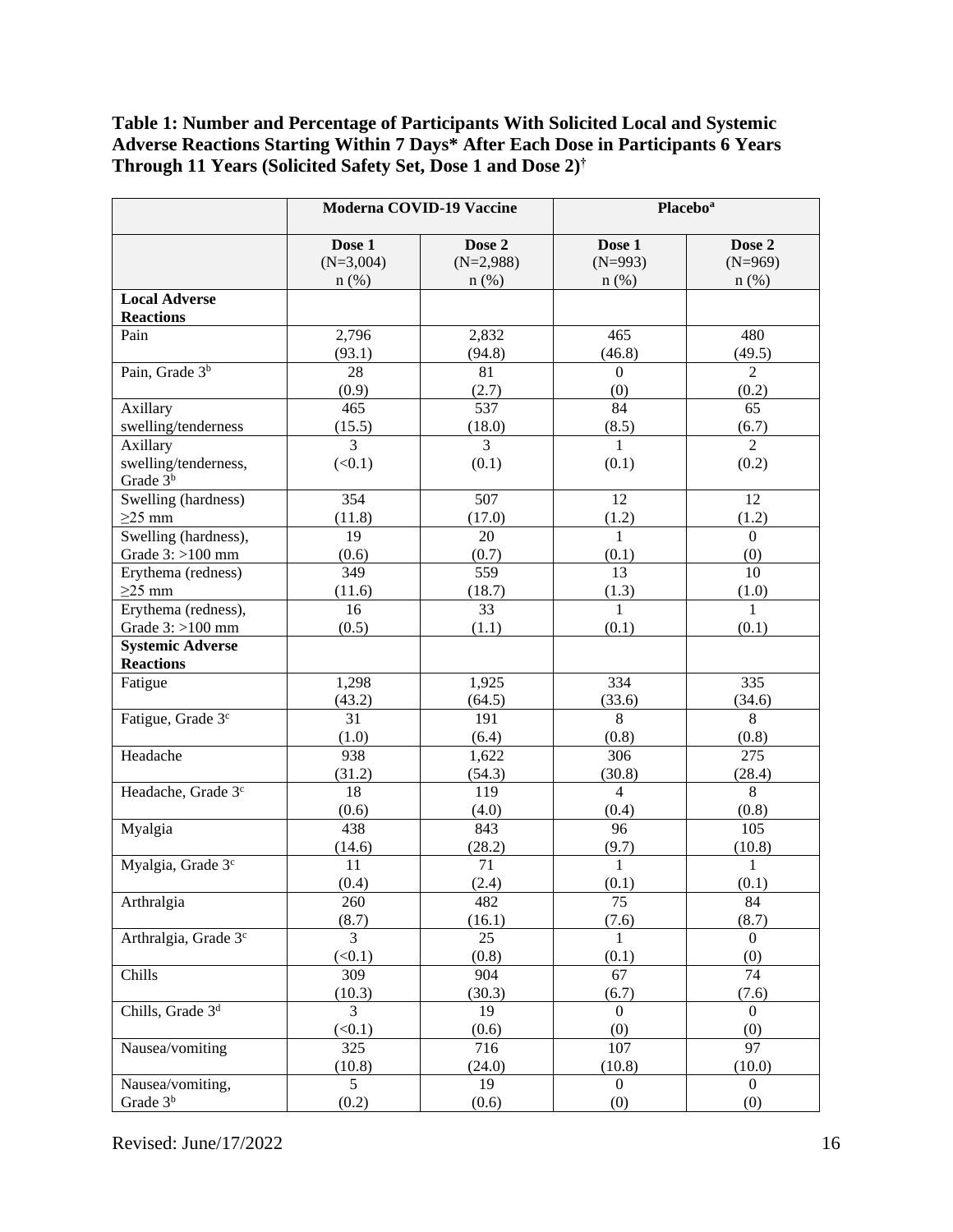**Table 1: Number and Percentage of Participants With Solicited Local and Systemic Adverse Reactions Starting Within 7 Days* After Each Dose in Participants 6 Years Through 11 Years (Solicited Safety Set, Dose 1 and Dose 2)†**

| | Moderna COVID-19 Vaccine | | Placebo[a] | |
|---|---|---|---|---|
| | Dose 1 (N=3,004) n (%) | Dose 2 (N=2,988) n (%) | Dose 1 (N=993) n (%) | Dose 2 (N=969) n (%) |
| **Local Adverse Reactions** | | | | |
| Pain | 2,796 (93.1) | 2,832 (94.8) | 465 (46.8) | 480 (49.5) |
| Pain, Grade 3[b] | 28 (0.9) | 81 (2.7) | 0 (0) | 2 (0.2) |
| Axillary swelling/tenderness | 465 (15.5) | 537 (18.0) | 84 (8.5) | 65 (6.7) |
| Axillary swelling/tenderness, Grade 3[b] | 3 (<0.1) | 3 (0.1) | 1 (0.1) | 2 (0.2) |
| Swelling (hardness) ≥25 mm | 354 (11.8) | 507 (17.0) | 12 (1.2) | 12 (1.2) |
| Swelling (hardness), Grade 3: >100 mm | 19 (0.6) | 20 (0.7) | 1 (0.1) | 0 (0) |
| Erythema (redness) ≥25 mm | 349 (11.6) | 559 (18.7) | 13 (1.3) | 10 (1.0) |
| Erythema (redness), Grade 3: >100 mm | 16 (0.5) | 33 (1.1) | 1 (0.1) | 1 (0.1) |
| **Systemic Adverse Reactions** | | | | |
| Fatigue | 1,298 (43.2) | 1,925 (64.5) | 334 (33.6) | 335 (34.6) |
| Fatigue, Grade 3[c] | 31 (1.0) | 191 (6.4) | 8 (0.8) | 8 (0.8) |
| Headache | 938 (31.2) | 1,622 (54.3) | 306 (30.8) | 275 (28.4) |
| Headache, Grade 3[c] | 18 (0.6) | 119 (4.0) | 4 (0.4) | 8 (0.8) |
| Myalgia | 438 (14.6) | 843 (28.2) | 96 (9.7) | 105 (10.8) |
| Myalgia, Grade 3[c] | 11 (0.4) | 71 (2.4) | 1 (0.1) | 1 (0.1) |
| Arthralgia | 260 (8.7) | 482 (16.1) | 75 (7.6) | 84 (8.7) |
| Arthralgia, Grade 3[c] | 3 (<0.1) | 25 (0.8) | 1 (0.1) | 0 (0) |
| Chills | 309 (10.3) | 904 (30.3) | 67 (6.7) | 74 (7.6) |
| Chills, Grade 3[d] | 3 (<0.1) | 19 (0.6) | 0 (0) | 0 (0) |
| Nausea/vomiting | 325 (10.8) | 716 (24.0) | 107 (10.8) | 97 (10.0) |
| Nausea/vomiting, Grade 3[b] | 5 (0.2) | 19 (0.6) | 0 (0) | 0 (0) |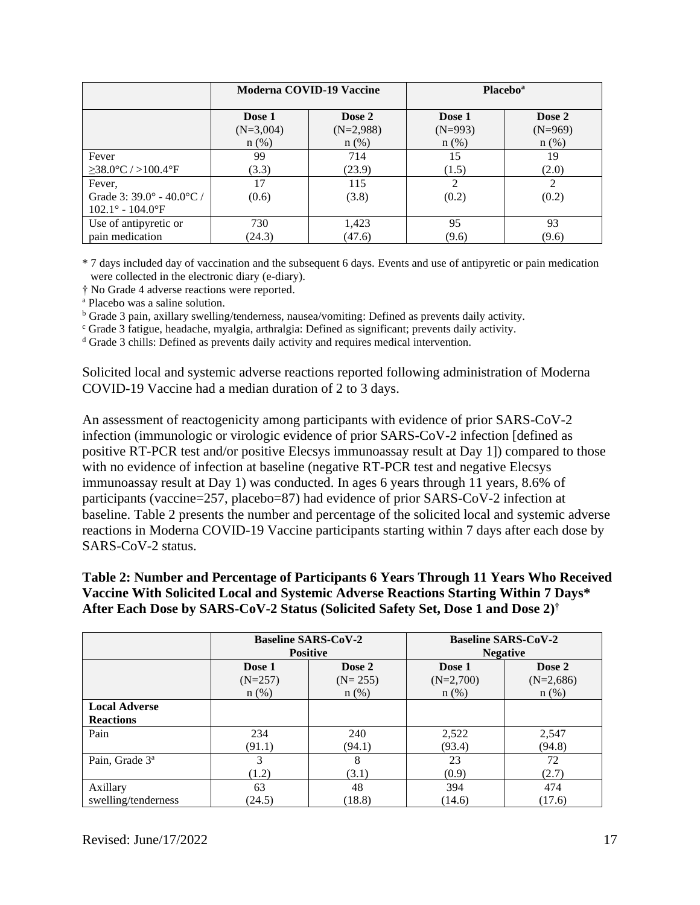| | Moderna COVID-19 Vaccine | | Placebo[a] | |
|---|---|---|---|---|
| | Dose 1 (N=3,004) n (%) | Dose 2 (N=2,988) n (%) | Dose 1 (N=993) n (%) | Dose 2 (N=969) n (%) |
| Fever ≥38.0°C / >100.4°F | 99 (3.3) | 714 (23.9) | 15 (1.5) | 19 (2.0) |
| Fever, Grade 3: 39.0° - 40.0°C / 102.1° - 104.0°F | 17 (0.6) | 115 (3.8) | 2 (0.2) | 2 (0.2) |
| Use of antipyretic or pain medication | 730 (24.3) | 1,423 (47.6) | 95 (9.6) | 93 (9.6) |

* 7 days included day of vaccination and the subsequent 6 days. Events and use of antipyretic or pain medication were collected in the electronic diary (e-diary).

† No Grade 4 adverse reactions were reported.

[a] Placebo was a saline solution.

[b] Grade 3 pain, axillary swelling/tenderness, nausea/vomiting: Defined as prevents daily activity.

[c] Grade 3 fatigue, headache, myalgia, arthralgia: Defined as significant; prevents daily activity.

[d] Grade 3 chills: Defined as prevents daily activity and requires medical intervention.

Solicited local and systemic adverse reactions reported following administration of Moderna COVID-19 Vaccine had a median duration of 2 to 3 days.

An assessment of reactogenicity among participants with evidence of prior SARS-CoV-2 infection (immunologic or virologic evidence of prior SARS-CoV-2 infection [defined as positive RT-PCR test and/or positive Elecsys immunoassay result at Day 1]) compared to those with no evidence of infection at baseline (negative RT-PCR test and negative Elecsys immunoassay result at Day 1) was conducted. In ages 6 years through 11 years, 8.6% of participants (vaccine=257, placebo=87) had evidence of prior SARS-CoV-2 infection at baseline. Table 2 presents the number and percentage of the solicited local and systemic adverse reactions in Moderna COVID-19 Vaccine participants starting within 7 days after each dose by SARS-CoV-2 status.

**Table 2: Number and Percentage of Participants 6 Years Through 11 Years Who Received Vaccine With Solicited Local and Systemic Adverse Reactions Starting Within 7 Days* After Each Dose by SARS-CoV-2 Status (Solicited Safety Set, Dose 1 and Dose 2)†**

| | Baseline SARS-CoV-2 Positive | | Baseline SARS-CoV-2 Negative | |
|---|---|---|---|---|
| | Dose 1 (N=257) n (%) | Dose 2 (N= 255) n (%) | Dose 1 (N=2,700) n (%) | Dose 2 (N=2,686) n (%) |
| **Local Adverse Reactions** | | | | |
| Pain | 234 (91.1) | 240 (94.1) | 2,522 (93.4) | 2,547 (94.8) |
| Pain, Grade 3[a] | 3 (1.2) | 8 (3.1) | 23 (0.9) | 72 (2.7) |
| Axillary swelling/tenderness | 63 (24.5) | 48 (18.8) | 394 (14.6) | 474 (17.6) |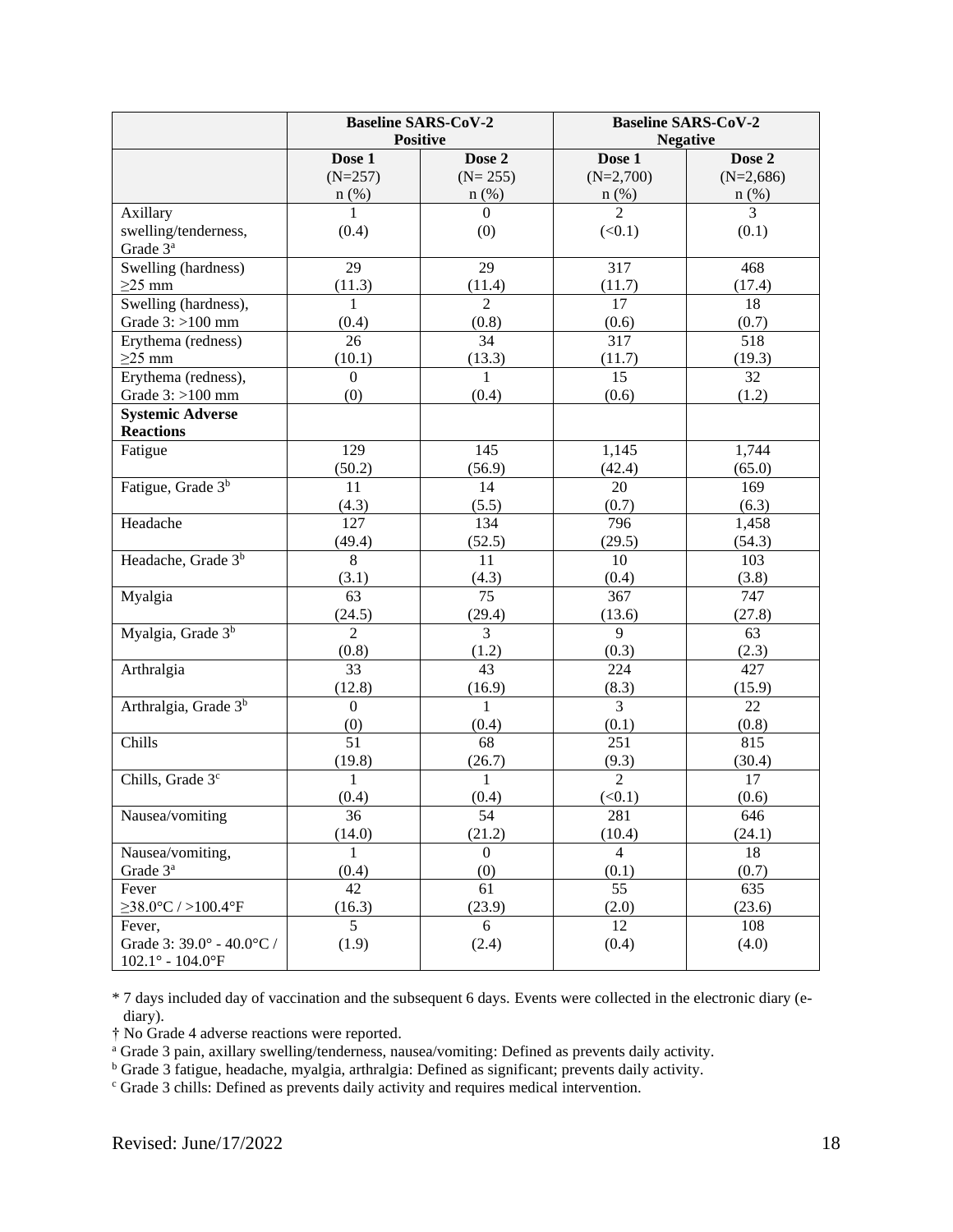| | Baseline SARS-CoV-2 Positive | | Baseline SARS-CoV-2 Negative | |
|---|---|---|---|---|
| | Dose 1 (N=257) n (%) | Dose 2 (N= 255) n (%) | Dose 1 (N=2,700) n (%) | Dose 2 (N=2,686) n (%) |
| Axillary swelling/tenderness, Grade 3[a] | 1 (0.4) | 0 (0) | 2 (<0.1) | 3 (0.1) |
| Swelling (hardness) ≥25 mm | 29 (11.3) | 29 (11.4) | 317 (11.7) | 468 (17.4) |
| Swelling (hardness), Grade 3: >100 mm | 1 (0.4) | 2 (0.8) | 17 (0.6) | 18 (0.7) |
| Erythema (redness) ≥25 mm | 26 (10.1) | 34 (13.3) | 317 (11.7) | 518 (19.3) |
| Erythema (redness), Grade 3: >100 mm | 0 (0) | 1 (0.4) | 15 (0.6) | 32 (1.2) |
| **Systemic Adverse Reactions** | | | | |
| Fatigue | 129 (50.2) | 145 (56.9) | 1,145 (42.4) | 1,744 (65.0) |
| Fatigue, Grade 3[b] | 11 (4.3) | 14 (5.5) | 20 (0.7) | 169 (6.3) |
| Headache | 127 (49.4) | 134 (52.5) | 796 (29.5) | 1,458 (54.3) |
| Headache, Grade 3[b] | 8 (3.1) | 11 (4.3) | 10 (0.4) | 103 (3.8) |
| Myalgia | 63 (24.5) | 75 (29.4) | 367 (13.6) | 747 (27.8) |
| Myalgia, Grade 3[b] | 2 (0.8) | 3 (1.2) | 9 (0.3) | 63 (2.3) |
| Arthralgia | 33 (12.8) | 43 (16.9) | 224 (8.3) | 427 (15.9) |
| Arthralgia, Grade 3[b] | 0 (0) | 1 (0.4) | 3 (0.1) | 22 (0.8) |
| Chills | 51 (19.8) | 68 (26.7) | 251 (9.3) | 815 (30.4) |
| Chills, Grade 3[c] | 1 (0.4) | 1 (0.4) | 2 (<0.1) | 17 (0.6) |
| Nausea/vomiting | 36 (14.0) | 54 (21.2) | 281 (10.4) | 646 (24.1) |
| Nausea/vomiting, Grade 3[a] | 1 (0.4) | 0 (0) | 4 (0.1) | 18 (0.7) |
| Fever ≥38.0°C / >100.4°F | 42 (16.3) | 61 (23.9) | 55 (2.0) | 635 (23.6) |
| Fever, Grade 3: 39.0° - 40.0°C / 102.1° - 104.0°F | 5 (1.9) | 6 (2.4) | 12 (0.4) | 108 (4.0) |

\* 7 days included day of vaccination and the subsequent 6 days. Events were collected in the electronic diary (e-diary).

† No Grade 4 adverse reactions were reported.

[a] Grade 3 pain, axillary swelling/tenderness, nausea/vomiting: Defined as prevents daily activity.

[b] Grade 3 fatigue, headache, myalgia, arthralgia: Defined as significant; prevents daily activity.

[c] Grade 3 chills: Defined as prevents daily activity and requires medical intervention.

Revised: June/17/2022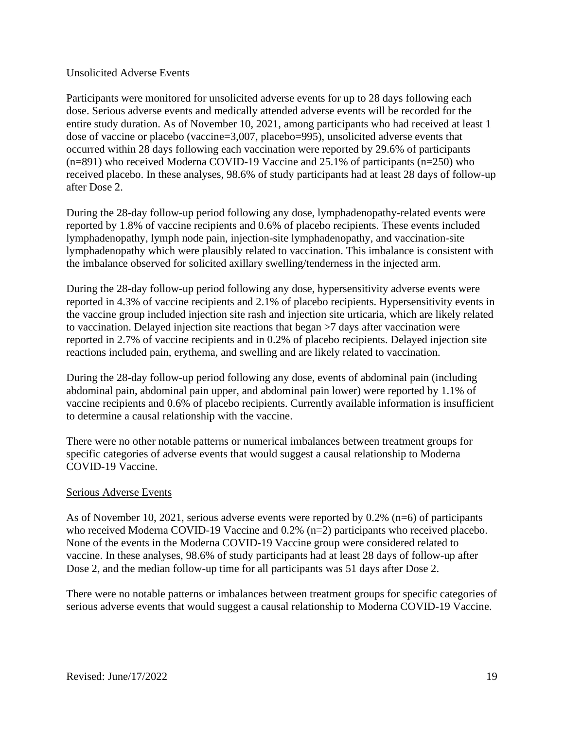Unsolicited Adverse Events

Participants were monitored for unsolicited adverse events for up to 28 days following each dose. Serious adverse events and medically attended adverse events will be recorded for the entire study duration. As of November 10, 2021, among participants who had received at least 1 dose of vaccine or placebo (vaccine=3,007, placebo=995), unsolicited adverse events that occurred within 28 days following each vaccination were reported by 29.6% of participants (n=891) who received Moderna COVID-19 Vaccine and 25.1% of participants (n=250) who received placebo. In these analyses, 98.6% of study participants had at least 28 days of follow-up after Dose 2.

During the 28-day follow-up period following any dose, lymphadenopathy-related events were reported by 1.8% of vaccine recipients and 0.6% of placebo recipients. These events included lymphadenopathy, lymph node pain, injection-site lymphadenopathy, and vaccination-site lymphadenopathy which were plausibly related to vaccination. This imbalance is consistent with the imbalance observed for solicited axillary swelling/tenderness in the injected arm.

During the 28-day follow-up period following any dose, hypersensitivity adverse events were reported in 4.3% of vaccine recipients and 2.1% of placebo recipients. Hypersensitivity events in the vaccine group included injection site rash and injection site urticaria, which are likely related to vaccination. Delayed injection site reactions that began >7 days after vaccination were reported in 2.7% of vaccine recipients and in 0.2% of placebo recipients. Delayed injection site reactions included pain, erythema, and swelling and are likely related to vaccination.

During the 28-day follow-up period following any dose, events of abdominal pain (including abdominal pain, abdominal pain upper, and abdominal pain lower) were reported by 1.1% of vaccine recipients and 0.6% of placebo recipients. Currently available information is insufficient to determine a causal relationship with the vaccine.

There were no other notable patterns or numerical imbalances between treatment groups for specific categories of adverse events that would suggest a causal relationship to Moderna COVID-19 Vaccine.

Serious Adverse Events

As of November 10, 2021, serious adverse events were reported by 0.2% (n=6) of participants who received Moderna COVID-19 Vaccine and 0.2% (n=2) participants who received placebo. None of the events in the Moderna COVID-19 Vaccine group were considered related to vaccine. In these analyses, 98.6% of study participants had at least 28 days of follow-up after Dose 2, and the median follow-up time for all participants was 51 days after Dose 2.

There were no notable patterns or imbalances between treatment groups for specific categories of serious adverse events that would suggest a causal relationship to Moderna COVID-19 Vaccine.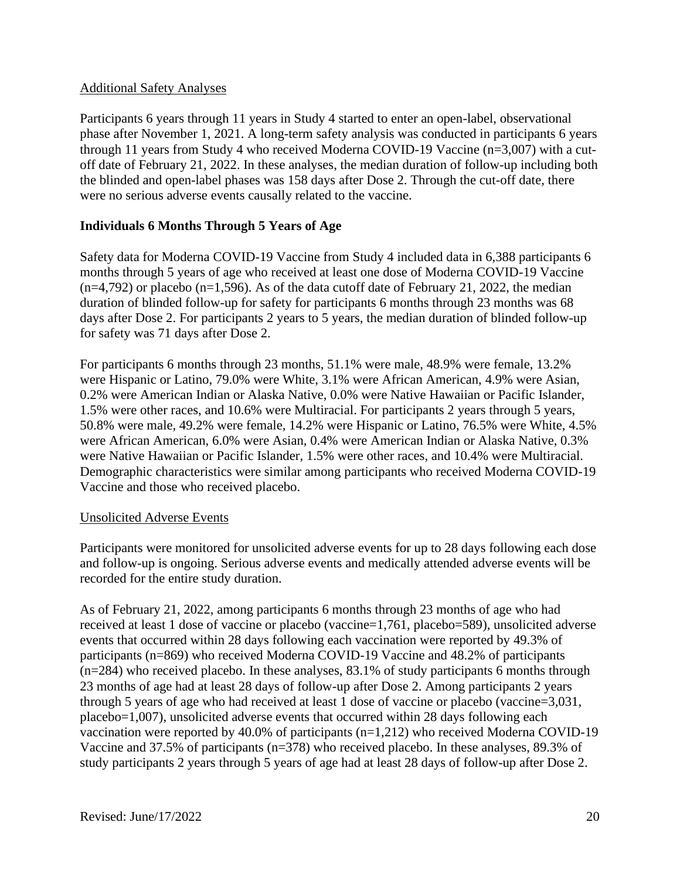Additional Safety Analyses

Participants 6 years through 11 years in Study 4 started to enter an open-label, observational phase after November 1, 2021. A long-term safety analysis was conducted in participants 6 years through 11 years from Study 4 who received Moderna COVID-19 Vaccine (n=3,007) with a cut-off date of February 21, 2022. In these analyses, the median duration of follow-up including both the blinded and open-label phases was 158 days after Dose 2. Through the cut-off date, there were no serious adverse events causally related to the vaccine.

**Individuals 6 Months Through 5 Years of Age**

Safety data for Moderna COVID-19 Vaccine from Study 4 included data in 6,388 participants 6 months through 5 years of age who received at least one dose of Moderna COVID-19 Vaccine (n=4,792) or placebo (n=1,596). As of the data cutoff date of February 21, 2022, the median duration of blinded follow-up for safety for participants 6 months through 23 months was 68 days after Dose 2. For participants 2 years to 5 years, the median duration of blinded follow-up for safety was 71 days after Dose 2.

For participants 6 months through 23 months, 51.1% were male, 48.9% were female, 13.2% were Hispanic or Latino, 79.0% were White, 3.1% were African American, 4.9% were Asian, 0.2% were American Indian or Alaska Native, 0.0% were Native Hawaiian or Pacific Islander, 1.5% were other races, and 10.6% were Multiracial. For participants 2 years through 5 years, 50.8% were male, 49.2% were female, 14.2% were Hispanic or Latino, 76.5% were White, 4.5% were African American, 6.0% were Asian, 0.4% were American Indian or Alaska Native, 0.3% were Native Hawaiian or Pacific Islander, 1.5% were other races, and 10.4% were Multiracial. Demographic characteristics were similar among participants who received Moderna COVID-19 Vaccine and those who received placebo.

Unsolicited Adverse Events

Participants were monitored for unsolicited adverse events for up to 28 days following each dose and follow-up is ongoing. Serious adverse events and medically attended adverse events will be recorded for the entire study duration.

As of February 21, 2022, among participants 6 months through 23 months of age who had received at least 1 dose of vaccine or placebo (vaccine=1,761, placebo=589), unsolicited adverse events that occurred within 28 days following each vaccination were reported by 49.3% of participants (n=869) who received Moderna COVID-19 Vaccine and 48.2% of participants (n=284) who received placebo. In these analyses, 83.1% of study participants 6 months through 23 months of age had at least 28 days of follow-up after Dose 2. Among participants 2 years through 5 years of age who had received at least 1 dose of vaccine or placebo (vaccine=3,031, placebo=1,007), unsolicited adverse events that occurred within 28 days following each vaccination were reported by 40.0% of participants (n=1,212) who received Moderna COVID-19 Vaccine and 37.5% of participants (n=378) who received placebo. In these analyses, 89.3% of study participants 2 years through 5 years of age had at least 28 days of follow-up after Dose 2.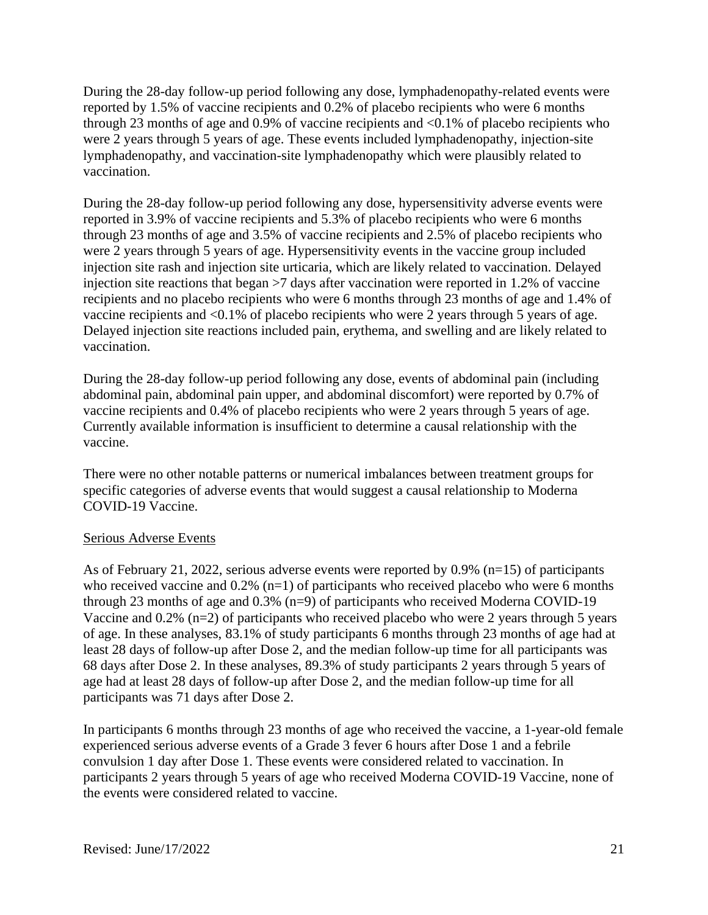During the 28-day follow-up period following any dose, lymphadenopathy-related events were reported by 1.5% of vaccine recipients and 0.2% of placebo recipients who were 6 months through 23 months of age and 0.9% of vaccine recipients and <0.1% of placebo recipients who were 2 years through 5 years of age. These events included lymphadenopathy, injection-site lymphadenopathy, and vaccination-site lymphadenopathy which were plausibly related to vaccination.

During the 28-day follow-up period following any dose, hypersensitivity adverse events were reported in 3.9% of vaccine recipients and 5.3% of placebo recipients who were 6 months through 23 months of age and 3.5% of vaccine recipients and 2.5% of placebo recipients who were 2 years through 5 years of age. Hypersensitivity events in the vaccine group included injection site rash and injection site urticaria, which are likely related to vaccination. Delayed injection site reactions that began >7 days after vaccination were reported in 1.2% of vaccine recipients and no placebo recipients who were 6 months through 23 months of age and 1.4% of vaccine recipients and <0.1% of placebo recipients who were 2 years through 5 years of age. Delayed injection site reactions included pain, erythema, and swelling and are likely related to vaccination.

During the 28-day follow-up period following any dose, events of abdominal pain (including abdominal pain, abdominal pain upper, and abdominal discomfort) were reported by 0.7% of vaccine recipients and 0.4% of placebo recipients who were 2 years through 5 years of age. Currently available information is insufficient to determine a causal relationship with the vaccine.

There were no other notable patterns or numerical imbalances between treatment groups for specific categories of adverse events that would suggest a causal relationship to Moderna COVID-19 Vaccine.

Serious Adverse Events

As of February 21, 2022, serious adverse events were reported by 0.9% (n=15) of participants who received vaccine and 0.2% (n=1) of participants who received placebo who were 6 months through 23 months of age and 0.3% (n=9) of participants who received Moderna COVID-19 Vaccine and 0.2% (n=2) of participants who received placebo who were 2 years through 5 years of age. In these analyses, 83.1% of study participants 6 months through 23 months of age had at least 28 days of follow-up after Dose 2, and the median follow-up time for all participants was 68 days after Dose 2. In these analyses, 89.3% of study participants 2 years through 5 years of age had at least 28 days of follow-up after Dose 2, and the median follow-up time for all participants was 71 days after Dose 2.

In participants 6 months through 23 months of age who received the vaccine, a 1-year-old female experienced serious adverse events of a Grade 3 fever 6 hours after Dose 1 and a febrile convulsion 1 day after Dose 1. These events were considered related to vaccination. In participants 2 years through 5 years of age who received Moderna COVID-19 Vaccine, none of the events were considered related to vaccine.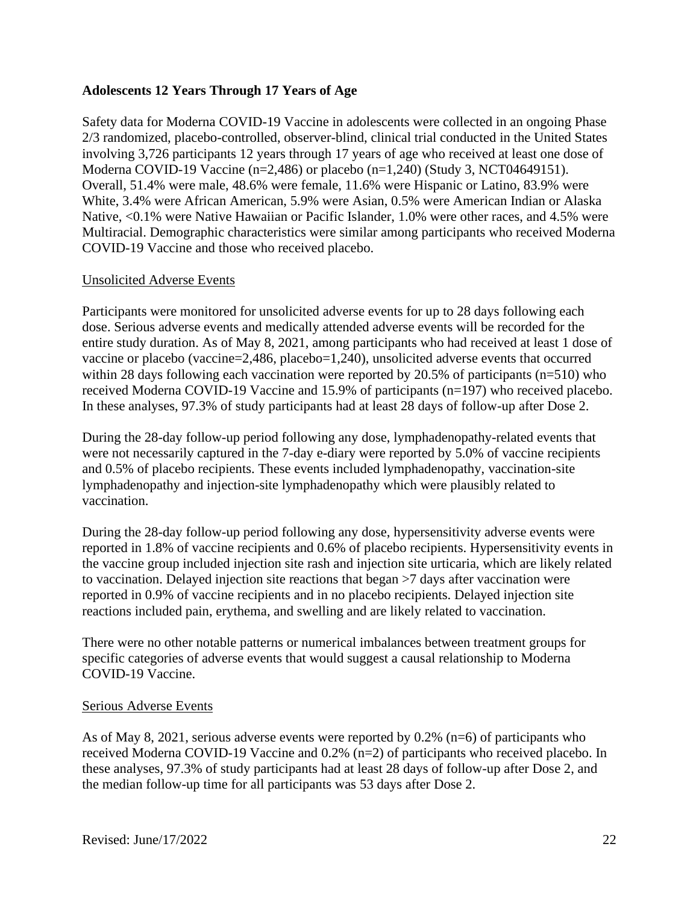**Adolescents 12 Years Through 17 Years of Age**

Safety data for Moderna COVID-19 Vaccine in adolescents were collected in an ongoing Phase 2/3 randomized, placebo-controlled, observer-blind, clinical trial conducted in the United States involving 3,726 participants 12 years through 17 years of age who received at least one dose of Moderna COVID-19 Vaccine (n=2,486) or placebo (n=1,240) (Study 3, NCT04649151). Overall, 51.4% were male, 48.6% were female, 11.6% were Hispanic or Latino, 83.9% were White, 3.4% were African American, 5.9% were Asian, 0.5% were American Indian or Alaska Native, <0.1% were Native Hawaiian or Pacific Islander, 1.0% were other races, and 4.5% were Multiracial. Demographic characteristics were similar among participants who received Moderna COVID-19 Vaccine and those who received placebo.

Unsolicited Adverse Events

Participants were monitored for unsolicited adverse events for up to 28 days following each dose. Serious adverse events and medically attended adverse events will be recorded for the entire study duration. As of May 8, 2021, among participants who had received at least 1 dose of vaccine or placebo (vaccine=2,486, placebo=1,240), unsolicited adverse events that occurred within 28 days following each vaccination were reported by 20.5% of participants (n=510) who received Moderna COVID-19 Vaccine and 15.9% of participants (n=197) who received placebo. In these analyses, 97.3% of study participants had at least 28 days of follow-up after Dose 2.

During the 28-day follow-up period following any dose, lymphadenopathy-related events that were not necessarily captured in the 7-day e-diary were reported by 5.0% of vaccine recipients and 0.5% of placebo recipients. These events included lymphadenopathy, vaccination-site lymphadenopathy and injection-site lymphadenopathy which were plausibly related to vaccination.

During the 28-day follow-up period following any dose, hypersensitivity adverse events were reported in 1.8% of vaccine recipients and 0.6% of placebo recipients. Hypersensitivity events in the vaccine group included injection site rash and injection site urticaria, which are likely related to vaccination. Delayed injection site reactions that began >7 days after vaccination were reported in 0.9% of vaccine recipients and in no placebo recipients. Delayed injection site reactions included pain, erythema, and swelling and are likely related to vaccination.

There were no other notable patterns or numerical imbalances between treatment groups for specific categories of adverse events that would suggest a causal relationship to Moderna COVID-19 Vaccine.

Serious Adverse Events

As of May 8, 2021, serious adverse events were reported by 0.2% (n=6) of participants who received Moderna COVID-19 Vaccine and 0.2% (n=2) of participants who received placebo. In these analyses, 97.3% of study participants had at least 28 days of follow-up after Dose 2, and the median follow-up time for all participants was 53 days after Dose 2.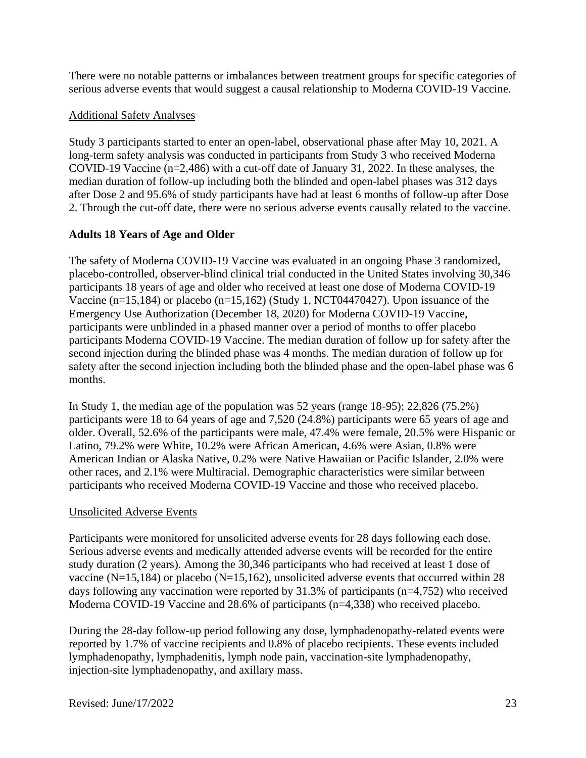There were no notable patterns or imbalances between treatment groups for specific categories of serious adverse events that would suggest a causal relationship to Moderna COVID-19 Vaccine.

Additional Safety Analyses

Study 3 participants started to enter an open-label, observational phase after May 10, 2021. A long-term safety analysis was conducted in participants from Study 3 who received Moderna COVID-19 Vaccine (n=2,486) with a cut-off date of January 31, 2022. In these analyses, the median duration of follow-up including both the blinded and open-label phases was 312 days after Dose 2 and 95.6% of study participants have had at least 6 months of follow-up after Dose 2. Through the cut-off date, there were no serious adverse events causally related to the vaccine.

**Adults 18 Years of Age and Older**

The safety of Moderna COVID-19 Vaccine was evaluated in an ongoing Phase 3 randomized, placebo-controlled, observer-blind clinical trial conducted in the United States involving 30,346 participants 18 years of age and older who received at least one dose of Moderna COVID-19 Vaccine (n=15,184) or placebo (n=15,162) (Study 1, NCT04470427). Upon issuance of the Emergency Use Authorization (December 18, 2020) for Moderna COVID-19 Vaccine, participants were unblinded in a phased manner over a period of months to offer placebo participants Moderna COVID-19 Vaccine. The median duration of follow up for safety after the second injection during the blinded phase was 4 months. The median duration of follow up for safety after the second injection including both the blinded phase and the open-label phase was 6 months.

In Study 1, the median age of the population was 52 years (range 18-95); 22,826 (75.2%) participants were 18 to 64 years of age and 7,520 (24.8%) participants were 65 years of age and older. Overall, 52.6% of the participants were male, 47.4% were female, 20.5% were Hispanic or Latino, 79.2% were White, 10.2% were African American, 4.6% were Asian, 0.8% were American Indian or Alaska Native, 0.2% were Native Hawaiian or Pacific Islander, 2.0% were other races, and 2.1% were Multiracial. Demographic characteristics were similar between participants who received Moderna COVID-19 Vaccine and those who received placebo.

Unsolicited Adverse Events

Participants were monitored for unsolicited adverse events for 28 days following each dose. Serious adverse events and medically attended adverse events will be recorded for the entire study duration (2 years). Among the 30,346 participants who had received at least 1 dose of vaccine (N=15,184) or placebo (N=15,162), unsolicited adverse events that occurred within 28 days following any vaccination were reported by 31.3% of participants (n=4,752) who received Moderna COVID-19 Vaccine and 28.6% of participants (n=4,338) who received placebo.

During the 28-day follow-up period following any dose, lymphadenopathy-related events were reported by 1.7% of vaccine recipients and 0.8% of placebo recipients. These events included lymphadenopathy, lymphadenitis, lymph node pain, vaccination-site lymphadenopathy, injection-site lymphadenopathy, and axillary mass.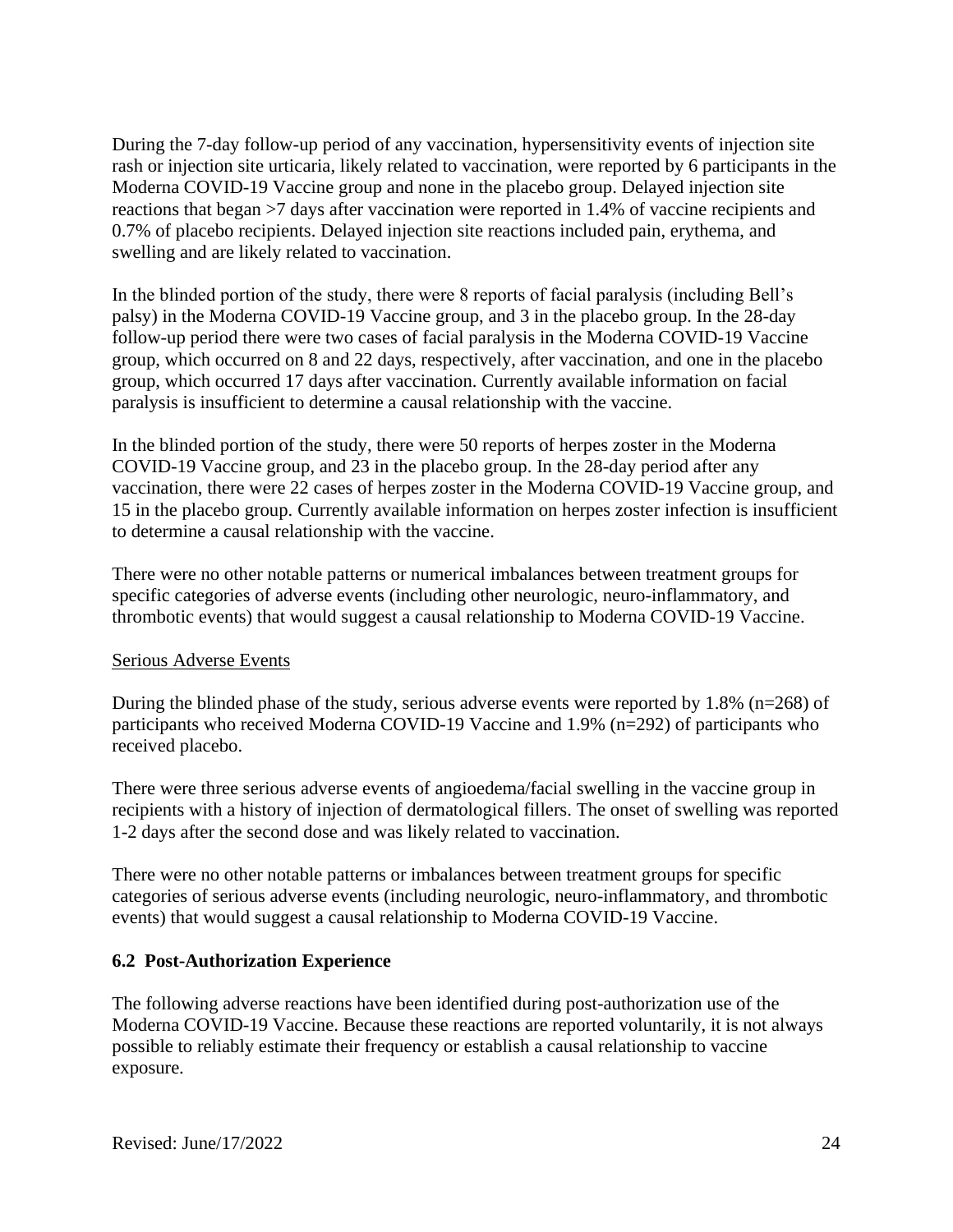During the 7-day follow-up period of any vaccination, hypersensitivity events of injection site rash or injection site urticaria, likely related to vaccination, were reported by 6 participants in the Moderna COVID-19 Vaccine group and none in the placebo group. Delayed injection site reactions that began >7 days after vaccination were reported in 1.4% of vaccine recipients and 0.7% of placebo recipients. Delayed injection site reactions included pain, erythema, and swelling and are likely related to vaccination.

In the blinded portion of the study, there were 8 reports of facial paralysis (including Bell's palsy) in the Moderna COVID-19 Vaccine group, and 3 in the placebo group. In the 28-day follow-up period there were two cases of facial paralysis in the Moderna COVID-19 Vaccine group, which occurred on 8 and 22 days, respectively, after vaccination, and one in the placebo group, which occurred 17 days after vaccination. Currently available information on facial paralysis is insufficient to determine a causal relationship with the vaccine.

In the blinded portion of the study, there were 50 reports of herpes zoster in the Moderna COVID-19 Vaccine group, and 23 in the placebo group. In the 28-day period after any vaccination, there were 22 cases of herpes zoster in the Moderna COVID-19 Vaccine group, and 15 in the placebo group. Currently available information on herpes zoster infection is insufficient to determine a causal relationship with the vaccine.

There were no other notable patterns or numerical imbalances between treatment groups for specific categories of adverse events (including other neurologic, neuro-inflammatory, and thrombotic events) that would suggest a causal relationship to Moderna COVID-19 Vaccine.

<u>Serious Adverse Events</u>

During the blinded phase of the study, serious adverse events were reported by 1.8% (n=268) of participants who received Moderna COVID-19 Vaccine and 1.9% (n=292) of participants who received placebo.

There were three serious adverse events of angioedema/facial swelling in the vaccine group in recipients with a history of injection of dermatological fillers. The onset of swelling was reported 1-2 days after the second dose and was likely related to vaccination.

There were no other notable patterns or imbalances between treatment groups for specific categories of serious adverse events (including neurologic, neuro-inflammatory, and thrombotic events) that would suggest a causal relationship to Moderna COVID-19 Vaccine.

### 6.2 Post-Authorization Experience

The following adverse reactions have been identified during post-authorization use of the Moderna COVID-19 Vaccine. Because these reactions are reported voluntarily, it is not always possible to reliably estimate their frequency or establish a causal relationship to vaccine exposure.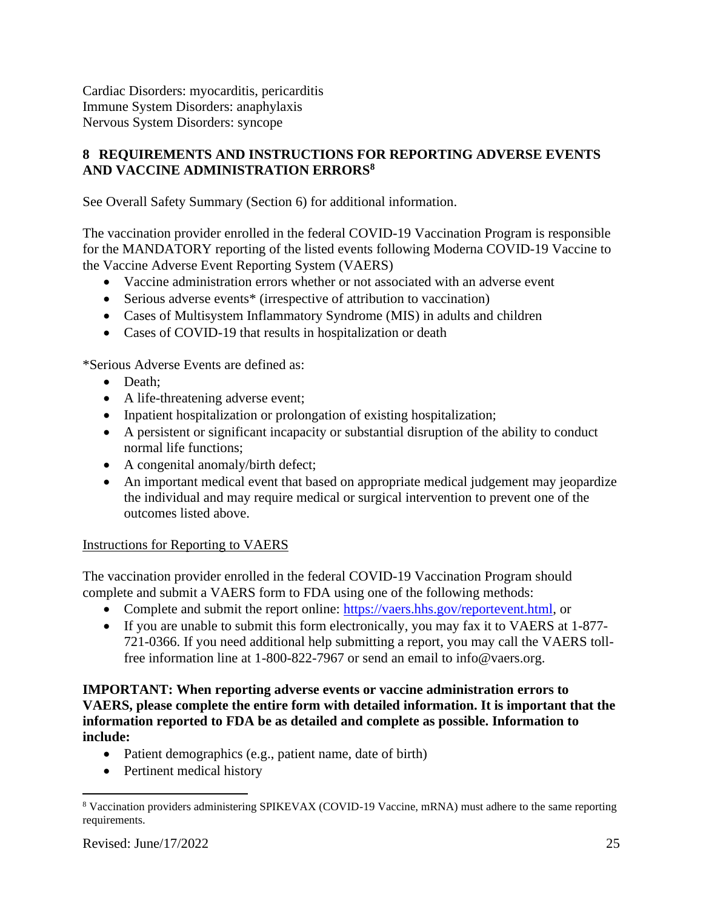Cardiac Disorders: myocarditis, pericarditis
Immune System Disorders: anaphylaxis
Nervous System Disorders: syncope

## 8 REQUIREMENTS AND INSTRUCTIONS FOR REPORTING ADVERSE EVENTS AND VACCINE ADMINISTRATION ERRORS[8]

See Overall Safety Summary (Section 6) for additional information.

The vaccination provider enrolled in the federal COVID-19 Vaccination Program is responsible for the MANDATORY reporting of the listed events following Moderna COVID-19 Vaccine to the Vaccine Adverse Event Reporting System (VAERS)

- Vaccine administration errors whether or not associated with an adverse event
- Serious adverse events* (irrespective of attribution to vaccination)
- Cases of Multisystem Inflammatory Syndrome (MIS) in adults and children
- Cases of COVID-19 that results in hospitalization or death

*Serious Adverse Events are defined as:

- Death;
- A life-threatening adverse event;
- Inpatient hospitalization or prolongation of existing hospitalization;
- A persistent or significant incapacity or substantial disruption of the ability to conduct normal life functions;
- A congenital anomaly/birth defect;
- An important medical event that based on appropriate medical judgement may jeopardize the individual and may require medical or surgical intervention to prevent one of the outcomes listed above.

Instructions for Reporting to VAERS

The vaccination provider enrolled in the federal COVID-19 Vaccination Program should complete and submit a VAERS form to FDA using one of the following methods:

- Complete and submit the report online: https://vaers.hhs.gov/reportevent.html, or
- If you are unable to submit this form electronically, you may fax it to VAERS at 1-877-721-0366. If you need additional help submitting a report, you may call the VAERS toll-free information line at 1-800-822-7967 or send an email to info@vaers.org.

**IMPORTANT: When reporting adverse events or vaccine administration errors to VAERS, please complete the entire form with detailed information. It is important that the information reported to FDA be as detailed and complete as possible. Information to include:**

- Patient demographics (e.g., patient name, date of birth)
- Pertinent medical history

[8] Vaccination providers administering SPIKEVAX (COVID-19 Vaccine, mRNA) must adhere to the same reporting requirements.

Revised: June/17/2022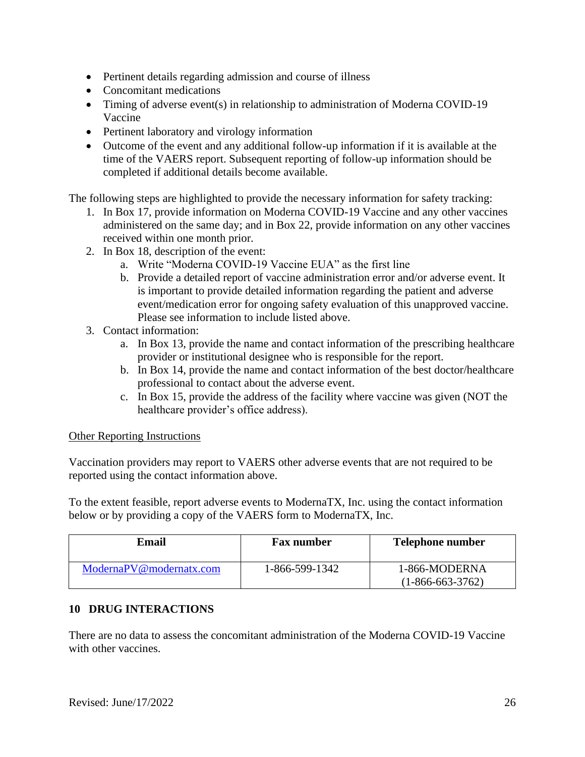- Pertinent details regarding admission and course of illness
- Concomitant medications
- Timing of adverse event(s) in relationship to administration of Moderna COVID-19 Vaccine
- Pertinent laboratory and virology information
- Outcome of the event and any additional follow-up information if it is available at the time of the VAERS report. Subsequent reporting of follow-up information should be completed if additional details become available.

The following steps are highlighted to provide the necessary information for safety tracking:

1. In Box 17, provide information on Moderna COVID-19 Vaccine and any other vaccines administered on the same day; and in Box 22, provide information on any other vaccines received within one month prior.
2. In Box 18, description of the event:
   a. Write "Moderna COVID-19 Vaccine EUA" as the first line
   b. Provide a detailed report of vaccine administration error and/or adverse event. It is important to provide detailed information regarding the patient and adverse event/medication error for ongoing safety evaluation of this unapproved vaccine. Please see information to include listed above.
3. Contact information:
   a. In Box 13, provide the name and contact information of the prescribing healthcare provider or institutional designee who is responsible for the report.
   b. In Box 14, provide the name and contact information of the best doctor/healthcare professional to contact about the adverse event.
   c. In Box 15, provide the address of the facility where vaccine was given (NOT the healthcare provider's office address).

Other Reporting Instructions

Vaccination providers may report to VAERS other adverse events that are not required to be reported using the contact information above.

To the extent feasible, report adverse events to ModernaTX, Inc. using the contact information below or by providing a copy of the VAERS form to ModernaTX, Inc.

| Email | Fax number | Telephone number |
|---|---|---|
| ModernaPV@modernatx.com | 1-866-599-1342 | 1-866-MODERNA (1-866-663-3762) |

## 10 DRUG INTERACTIONS

There are no data to assess the concomitant administration of the Moderna COVID-19 Vaccine with other vaccines.

Revised: June/17/2022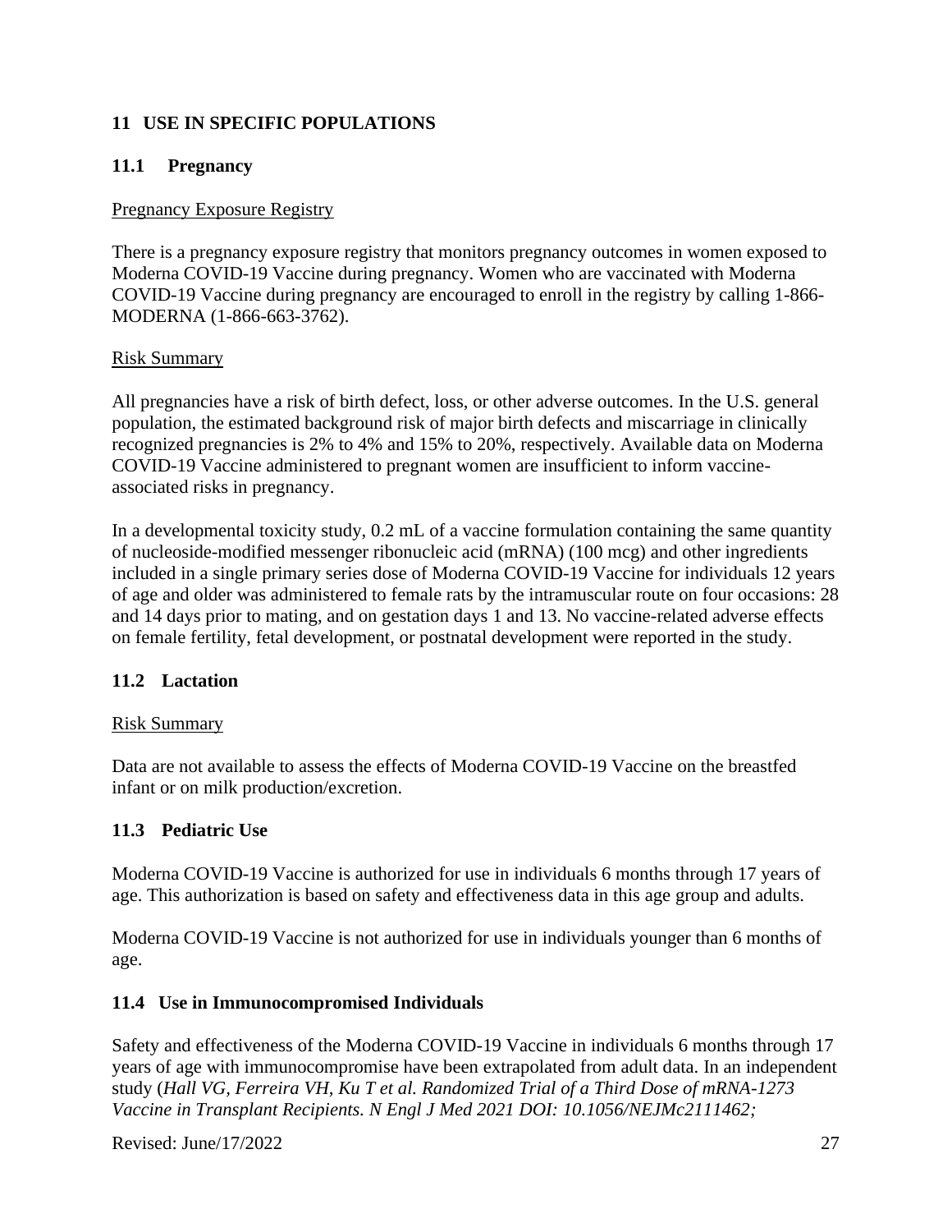## 11 USE IN SPECIFIC POPULATIONS

### 11.1 Pregnancy

Pregnancy Exposure Registry

There is a pregnancy exposure registry that monitors pregnancy outcomes in women exposed to Moderna COVID-19 Vaccine during pregnancy. Women who are vaccinated with Moderna COVID-19 Vaccine during pregnancy are encouraged to enroll in the registry by calling 1-866-MODERNA (1-866-663-3762).

Risk Summary

All pregnancies have a risk of birth defect, loss, or other adverse outcomes. In the U.S. general population, the estimated background risk of major birth defects and miscarriage in clinically recognized pregnancies is 2% to 4% and 15% to 20%, respectively. Available data on Moderna COVID-19 Vaccine administered to pregnant women are insufficient to inform vaccine-associated risks in pregnancy.

In a developmental toxicity study, 0.2 mL of a vaccine formulation containing the same quantity of nucleoside-modified messenger ribonucleic acid (mRNA) (100 mcg) and other ingredients included in a single primary series dose of Moderna COVID-19 Vaccine for individuals 12 years of age and older was administered to female rats by the intramuscular route on four occasions: 28 and 14 days prior to mating, and on gestation days 1 and 13. No vaccine-related adverse effects on female fertility, fetal development, or postnatal development were reported in the study.

### 11.2 Lactation

Risk Summary

Data are not available to assess the effects of Moderna COVID-19 Vaccine on the breastfed infant or on milk production/excretion.

### 11.3 Pediatric Use

Moderna COVID-19 Vaccine is authorized for use in individuals 6 months through 17 years of age. This authorization is based on safety and effectiveness data in this age group and adults.

Moderna COVID-19 Vaccine is not authorized for use in individuals younger than 6 months of age.

### 11.4 Use in Immunocompromised Individuals

Safety and effectiveness of the Moderna COVID-19 Vaccine in individuals 6 months through 17 years of age with immunocompromise have been extrapolated from adult data. In an independent study (*Hall VG, Ferreira VH, Ku T et al. Randomized Trial of a Third Dose of mRNA-1273 Vaccine in Transplant Recipients. N Engl J Med 2021 DOI: 10.1056/NEJMc2111462;*

Revised: June/17/2022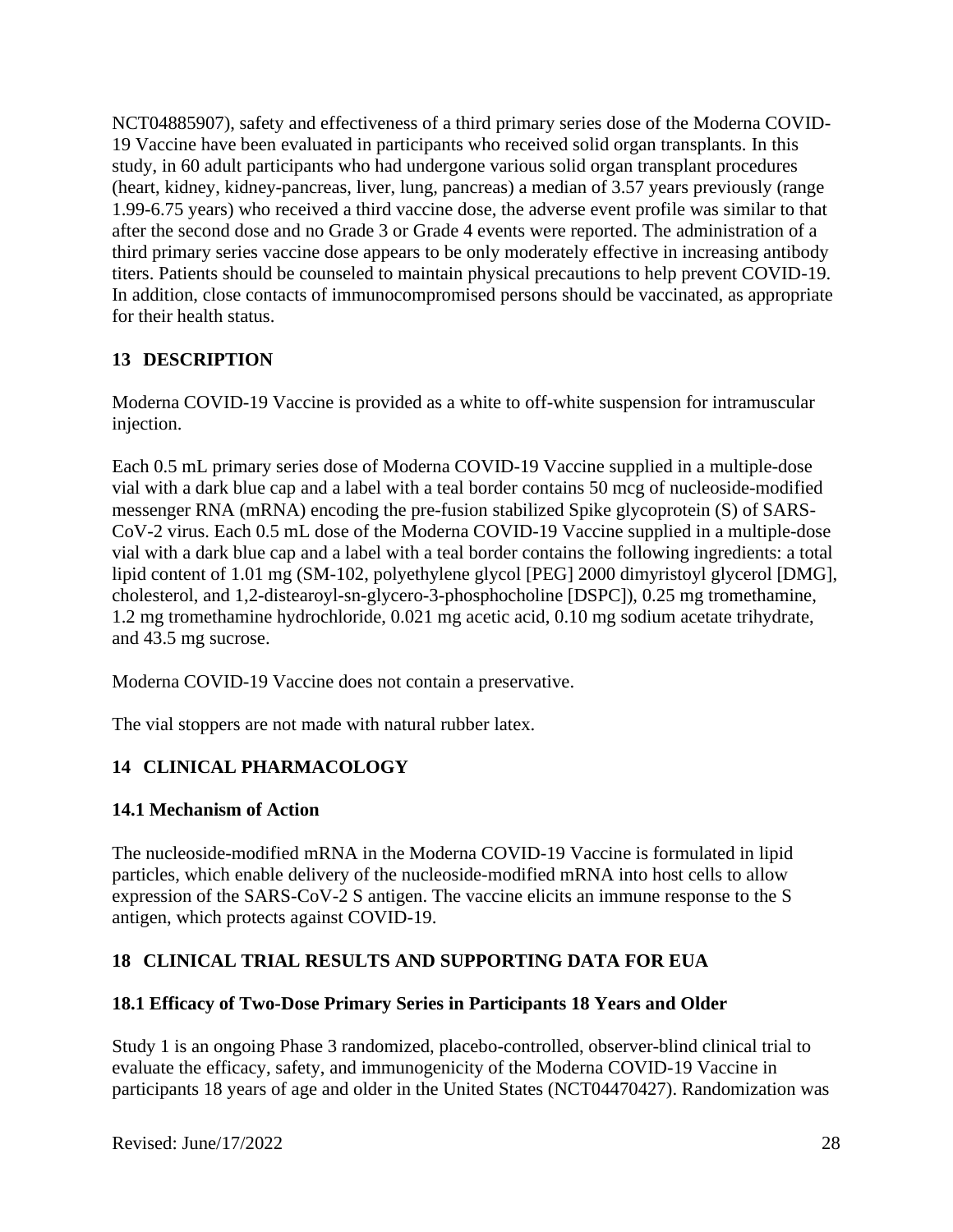NCT04885907), safety and effectiveness of a third primary series dose of the Moderna COVID-19 Vaccine have been evaluated in participants who received solid organ transplants. In this study, in 60 adult participants who had undergone various solid organ transplant procedures (heart, kidney, kidney-pancreas, liver, lung, pancreas) a median of 3.57 years previously (range 1.99-6.75 years) who received a third vaccine dose, the adverse event profile was similar to that after the second dose and no Grade 3 or Grade 4 events were reported. The administration of a third primary series vaccine dose appears to be only moderately effective in increasing antibody titers. Patients should be counseled to maintain physical precautions to help prevent COVID-19. In addition, close contacts of immunocompromised persons should be vaccinated, as appropriate for their health status.

## 13 DESCRIPTION

Moderna COVID-19 Vaccine is provided as a white to off-white suspension for intramuscular injection.

Each 0.5 mL primary series dose of Moderna COVID-19 Vaccine supplied in a multiple-dose vial with a dark blue cap and a label with a teal border contains 50 mcg of nucleoside-modified messenger RNA (mRNA) encoding the pre-fusion stabilized Spike glycoprotein (S) of SARS-CoV-2 virus. Each 0.5 mL dose of the Moderna COVID-19 Vaccine supplied in a multiple-dose vial with a dark blue cap and a label with a teal border contains the following ingredients: a total lipid content of 1.01 mg (SM-102, polyethylene glycol [PEG] 2000 dimyristoyl glycerol [DMG], cholesterol, and 1,2-distearoyl-sn-glycero-3-phosphocholine [DSPC]), 0.25 mg tromethamine, 1.2 mg tromethamine hydrochloride, 0.021 mg acetic acid, 0.10 mg sodium acetate trihydrate, and 43.5 mg sucrose.

Moderna COVID-19 Vaccine does not contain a preservative.

The vial stoppers are not made with natural rubber latex.

## 14 CLINICAL PHARMACOLOGY

### 14.1 Mechanism of Action

The nucleoside-modified mRNA in the Moderna COVID-19 Vaccine is formulated in lipid particles, which enable delivery of the nucleoside-modified mRNA into host cells to allow expression of the SARS-CoV-2 S antigen. The vaccine elicits an immune response to the S antigen, which protects against COVID-19.

## 18 CLINICAL TRIAL RESULTS AND SUPPORTING DATA FOR EUA

### 18.1 Efficacy of Two-Dose Primary Series in Participants 18 Years and Older

Study 1 is an ongoing Phase 3 randomized, placebo-controlled, observer-blind clinical trial to evaluate the efficacy, safety, and immunogenicity of the Moderna COVID-19 Vaccine in participants 18 years of age and older in the United States (NCT04470427). Randomization was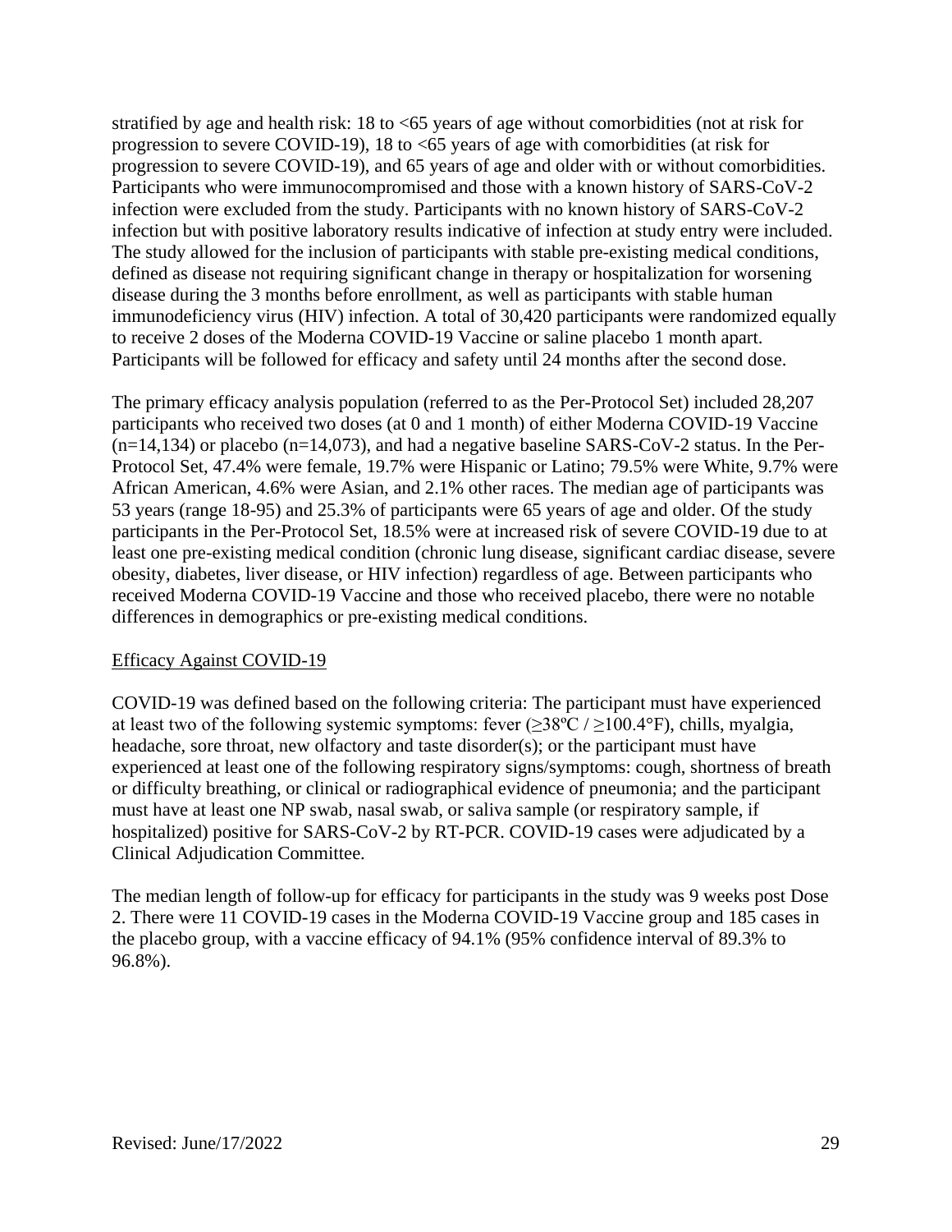stratified by age and health risk: 18 to <65 years of age without comorbidities (not at risk for progression to severe COVID-19), 18 to <65 years of age with comorbidities (at risk for progression to severe COVID-19), and 65 years of age and older with or without comorbidities. Participants who were immunocompromised and those with a known history of SARS-CoV-2 infection were excluded from the study. Participants with no known history of SARS-CoV-2 infection but with positive laboratory results indicative of infection at study entry were included. The study allowed for the inclusion of participants with stable pre-existing medical conditions, defined as disease not requiring significant change in therapy or hospitalization for worsening disease during the 3 months before enrollment, as well as participants with stable human immunodeficiency virus (HIV) infection. A total of 30,420 participants were randomized equally to receive 2 doses of the Moderna COVID-19 Vaccine or saline placebo 1 month apart. Participants will be followed for efficacy and safety until 24 months after the second dose.

The primary efficacy analysis population (referred to as the Per-Protocol Set) included 28,207 participants who received two doses (at 0 and 1 month) of either Moderna COVID-19 Vaccine (n=14,134) or placebo (n=14,073), and had a negative baseline SARS-CoV-2 status. In the Per-Protocol Set, 47.4% were female, 19.7% were Hispanic or Latino; 79.5% were White, 9.7% were African American, 4.6% were Asian, and 2.1% other races. The median age of participants was 53 years (range 18-95) and 25.3% of participants were 65 years of age and older. Of the study participants in the Per-Protocol Set, 18.5% were at increased risk of severe COVID-19 due to at least one pre-existing medical condition (chronic lung disease, significant cardiac disease, severe obesity, diabetes, liver disease, or HIV infection) regardless of age. Between participants who received Moderna COVID-19 Vaccine and those who received placebo, there were no notable differences in demographics or pre-existing medical conditions.

Efficacy Against COVID-19

COVID-19 was defined based on the following criteria: The participant must have experienced at least two of the following systemic symptoms: fever (≥38ºC / ≥100.4°F), chills, myalgia, headache, sore throat, new olfactory and taste disorder(s); or the participant must have experienced at least one of the following respiratory signs/symptoms: cough, shortness of breath or difficulty breathing, or clinical or radiographical evidence of pneumonia; and the participant must have at least one NP swab, nasal swab, or saliva sample (or respiratory sample, if hospitalized) positive for SARS-CoV-2 by RT-PCR. COVID-19 cases were adjudicated by a Clinical Adjudication Committee.

The median length of follow-up for efficacy for participants in the study was 9 weeks post Dose 2. There were 11 COVID-19 cases in the Moderna COVID-19 Vaccine group and 185 cases in the placebo group, with a vaccine efficacy of 94.1% (95% confidence interval of 89.3% to 96.8%).

Revised: June/17/2022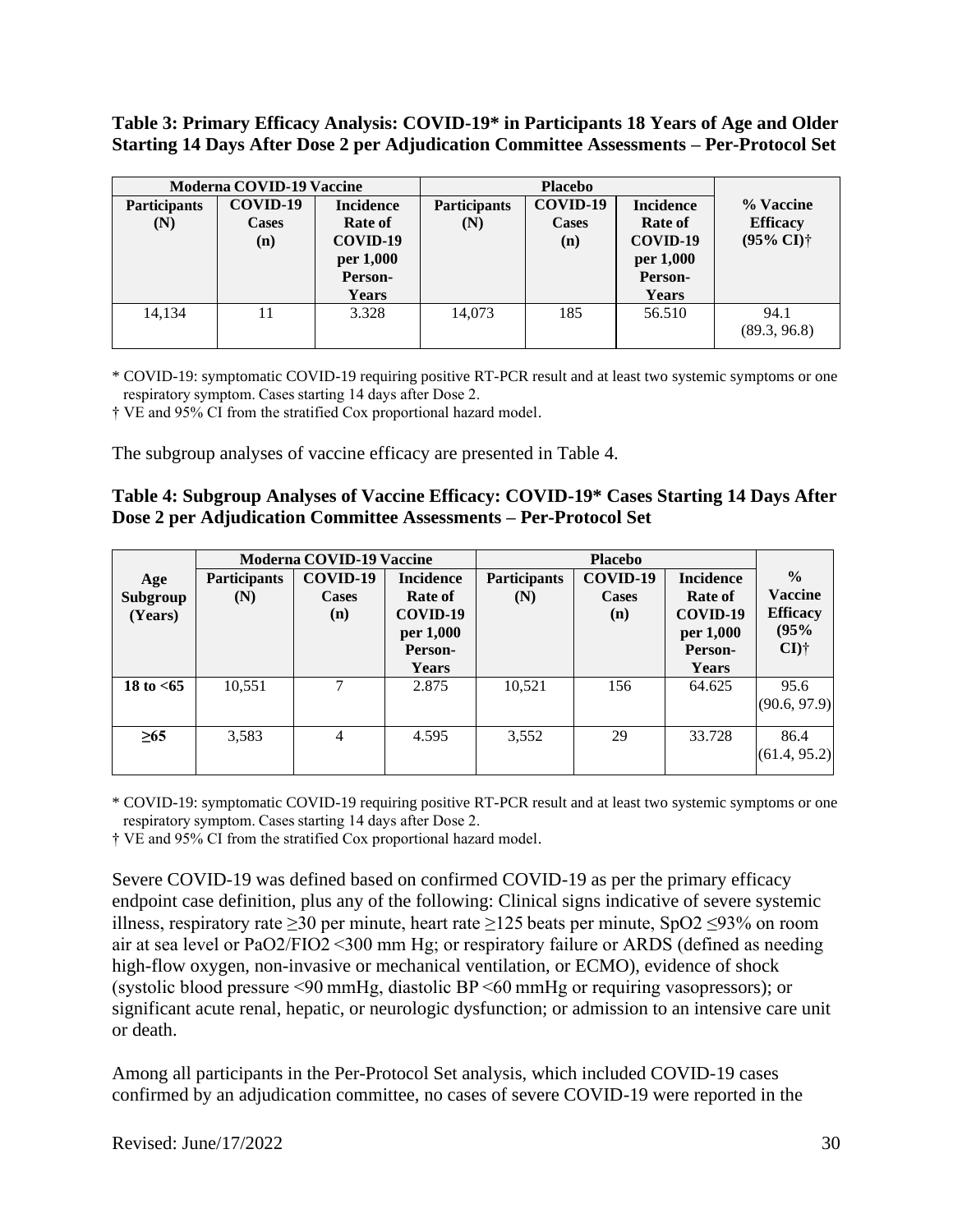**Table 3: Primary Efficacy Analysis: COVID-19* in Participants 18 Years of Age and Older Starting 14 Days After Dose 2 per Adjudication Committee Assessments – Per-Protocol Set**

| Moderna COVID-19 Vaccine | | | Placebo | | | |
|---|---|---|---|---|---|---|
| Participants (N) | COVID-19 Cases (n) | Incidence Rate of COVID-19 per 1,000 Person-Years | Participants (N) | COVID-19 Cases (n) | Incidence Rate of COVID-19 per 1,000 Person-Years | % Vaccine Efficacy (95% CI)† |
| 14,134 | 11 | 3.328 | 14,073 | 185 | 56.510 | 94.1 (89.3, 96.8) |

* COVID-19: symptomatic COVID-19 requiring positive RT-PCR result and at least two systemic symptoms or one respiratory symptom. Cases starting 14 days after Dose 2.

† VE and 95% CI from the stratified Cox proportional hazard model.

The subgroup analyses of vaccine efficacy are presented in Table 4.

**Table 4: Subgroup Analyses of Vaccine Efficacy: COVID-19* Cases Starting 14 Days After Dose 2 per Adjudication Committee Assessments – Per-Protocol Set**

| | Moderna COVID-19 Vaccine | | | Placebo | | | |
|---|---|---|---|---|---|---|---|
| Age Subgroup (Years) | Participants (N) | COVID-19 Cases (n) | Incidence Rate of COVID-19 per 1,000 Person-Years | Participants (N) | COVID-19 Cases (n) | Incidence Rate of COVID-19 per 1,000 Person-Years | % Vaccine Efficacy (95% CI)† |
| **18 to <65** | 10,551 | 7 | 2.875 | 10,521 | 156 | 64.625 | 95.6 (90.6, 97.9) |
| **≥65** | 3,583 | 4 | 4.595 | 3,552 | 29 | 33.728 | 86.4 (61.4, 95.2) |

* COVID-19: symptomatic COVID-19 requiring positive RT-PCR result and at least two systemic symptoms or one respiratory symptom. Cases starting 14 days after Dose 2.

† VE and 95% CI from the stratified Cox proportional hazard model.

Severe COVID-19 was defined based on confirmed COVID-19 as per the primary efficacy endpoint case definition, plus any of the following: Clinical signs indicative of severe systemic illness, respiratory rate ≥30 per minute, heart rate ≥125 beats per minute, $SpO_2$ ≤93% on room air at sea level or $PaO_2/FIO_2$ <300 mm Hg; or respiratory failure or ARDS (defined as needing high-flow oxygen, non-invasive or mechanical ventilation, or ECMO), evidence of shock (systolic blood pressure <90 mmHg, diastolic BP <60 mmHg or requiring vasopressors); or significant acute renal, hepatic, or neurologic dysfunction; or admission to an intensive care unit or death.

Among all participants in the Per-Protocol Set analysis, which included COVID-19 cases confirmed by an adjudication committee, no cases of severe COVID-19 were reported in the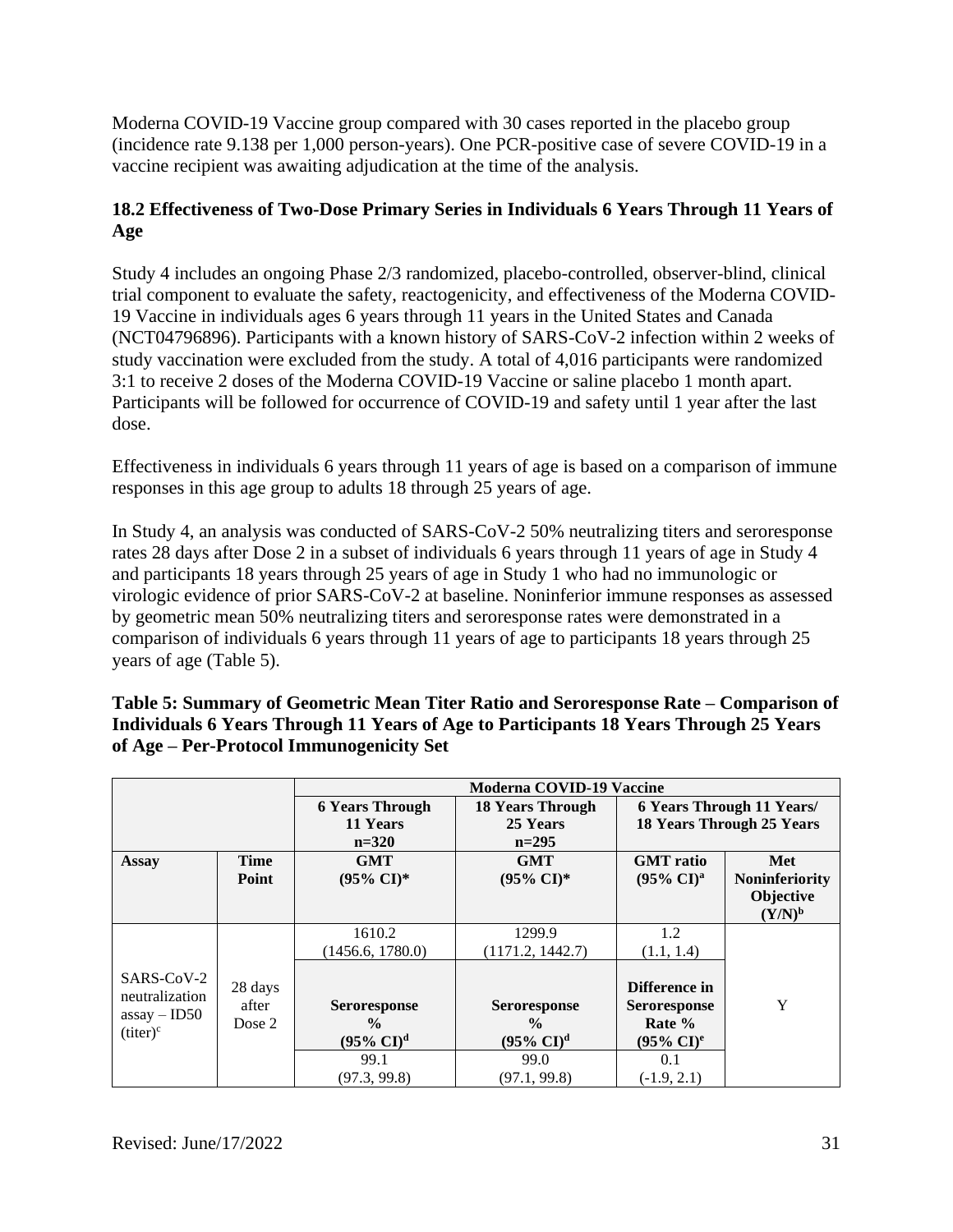Moderna COVID-19 Vaccine group compared with 30 cases reported in the placebo group (incidence rate 9.138 per 1,000 person-years). One PCR-positive case of severe COVID-19 in a vaccine recipient was awaiting adjudication at the time of the analysis.

### 18.2 Effectiveness of Two-Dose Primary Series in Individuals 6 Years Through 11 Years of Age

Study 4 includes an ongoing Phase 2/3 randomized, placebo-controlled, observer-blind, clinical trial component to evaluate the safety, reactogenicity, and effectiveness of the Moderna COVID-19 Vaccine in individuals ages 6 years through 11 years in the United States and Canada (NCT04796896). Participants with a known history of SARS-CoV-2 infection within 2 weeks of study vaccination were excluded from the study. A total of 4,016 participants were randomized 3:1 to receive 2 doses of the Moderna COVID-19 Vaccine or saline placebo 1 month apart. Participants will be followed for occurrence of COVID-19 and safety until 1 year after the last dose.

Effectiveness in individuals 6 years through 11 years of age is based on a comparison of immune responses in this age group to adults 18 through 25 years of age.

In Study 4, an analysis was conducted of SARS-CoV-2 50% neutralizing titers and seroresponse rates 28 days after Dose 2 in a subset of individuals 6 years through 11 years of age in Study 4 and participants 18 years through 25 years of age in Study 1 who had no immunologic or virologic evidence of prior SARS-CoV-2 at baseline. Noninferior immune responses as assessed by geometric mean 50% neutralizing titers and seroresponse rates were demonstrated in a comparison of individuals 6 years through 11 years of age to participants 18 years through 25 years of age (Table 5).

**Table 5: Summary of Geometric Mean Titer Ratio and Seroresponse Rate – Comparison of Individuals 6 Years Through 11 Years of Age to Participants 18 Years Through 25 Years of Age – Per-Protocol Immunogenicity Set**

| | | Moderna COVID-19 Vaccine | | | |
|---|---|---|---|---|---|
| | | 6 Years Through 11 Years n=320 | 18 Years Through 25 Years n=295 | 6 Years Through 11 Years/ 18 Years Through 25 Years | |
| **Assay** | **Time Point** | **GMT (95% CI)*** | **GMT (95% CI)*** | **GMT ratio (95% CI)[a]** | **Met Noninferiority Objective (Y/N)[b]** |
| SARS-CoV-2 neutralization assay – ID50 (titer)[c] | 28 days after Dose 2 | 1610.2 (1456.6, 1780.0) | 1299.9 (1171.2, 1442.7) | 1.2 (1.1, 1.4) | Y |
| | | **Seroresponse % (95% CI)[d]** | **Seroresponse % (95% CI)[d]** | **Difference in Seroresponse Rate % (95% CI)[e]** | |
| | | 99.1 (97.3, 99.8) | 99.0 (97.1, 99.8) | 0.1 (-1.9, 2.1) | |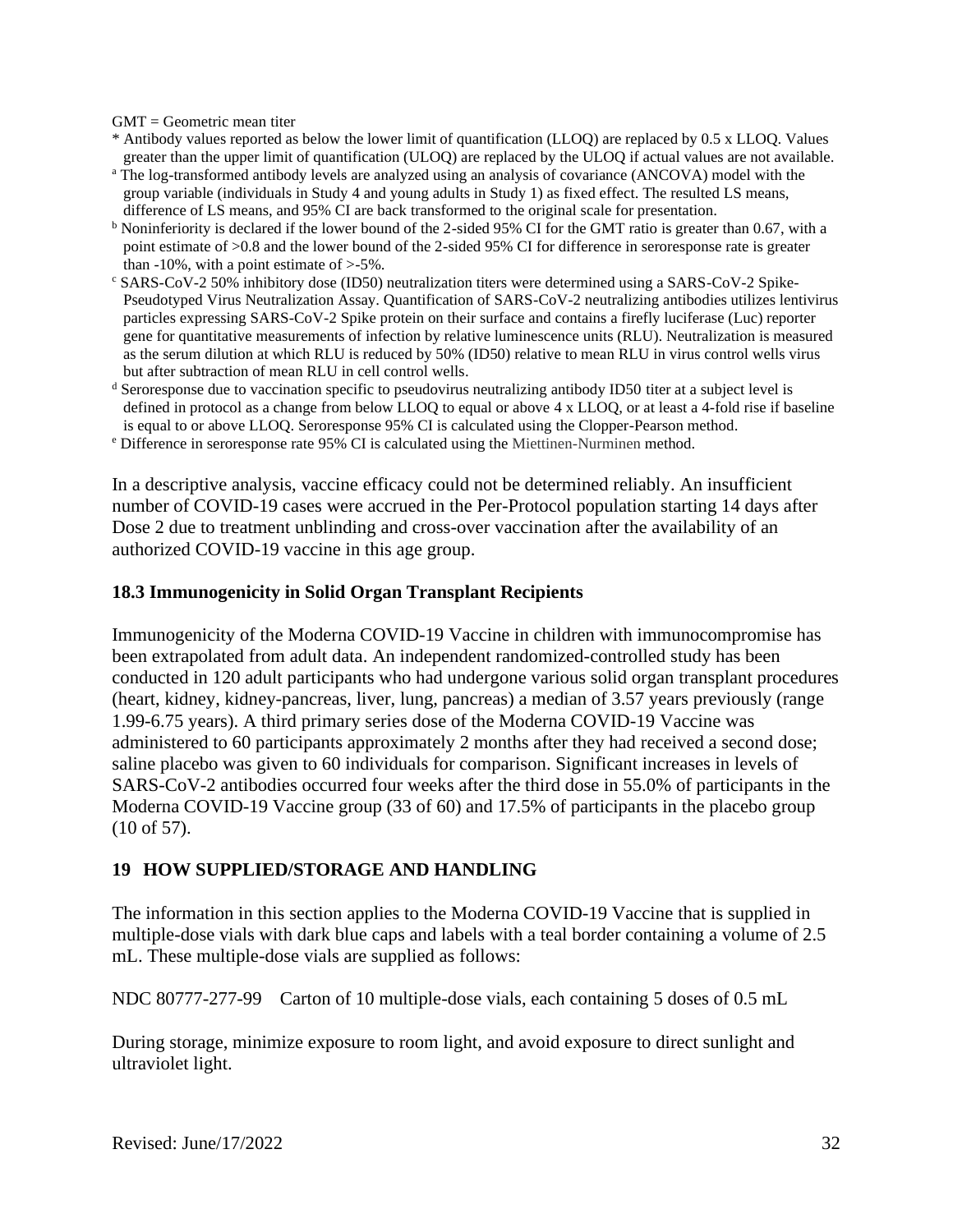GMT = Geometric mean titer

\* Antibody values reported as below the lower limit of quantification (LLOQ) are replaced by 0.5 x LLOQ. Values greater than the upper limit of quantification (ULOQ) are replaced by the ULOQ if actual values are not available.

[a] The log-transformed antibody levels are analyzed using an analysis of covariance (ANCOVA) model with the group variable (individuals in Study 4 and young adults in Study 1) as fixed effect. The resulted LS means, difference of LS means, and 95% CI are back transformed to the original scale for presentation.

[b] Noninferiority is declared if the lower bound of the 2-sided 95% CI for the GMT ratio is greater than 0.67, with a point estimate of >0.8 and the lower bound of the 2-sided 95% CI for difference in seroresponse rate is greater than -10%, with a point estimate of >-5%.

[c] SARS-CoV-2 50% inhibitory dose (ID50) neutralization titers were determined using a SARS-CoV-2 Spike-Pseudotyped Virus Neutralization Assay. Quantification of SARS-CoV-2 neutralizing antibodies utilizes lentivirus particles expressing SARS-CoV-2 Spike protein on their surface and contains a firefly luciferase (Luc) reporter gene for quantitative measurements of infection by relative luminescence units (RLU). Neutralization is measured as the serum dilution at which RLU is reduced by 50% (ID50) relative to mean RLU in virus control wells virus but after subtraction of mean RLU in cell control wells.

[d] Seroresponse due to vaccination specific to pseudovirus neutralizing antibody ID50 titer at a subject level is defined in protocol as a change from below LLOQ to equal or above 4 x LLOQ, or at least a 4-fold rise if baseline is equal to or above LLOQ. Seroresponse 95% CI is calculated using the Clopper-Pearson method.

[e] Difference in seroresponse rate 95% CI is calculated using the Miettinen-Nurminen method.

In a descriptive analysis, vaccine efficacy could not be determined reliably. An insufficient number of COVID-19 cases were accrued in the Per-Protocol population starting 14 days after Dose 2 due to treatment unblinding and cross-over vaccination after the availability of an authorized COVID-19 vaccine in this age group.

### 18.3 Immunogenicity in Solid Organ Transplant Recipients

Immunogenicity of the Moderna COVID-19 Vaccine in children with immunocompromise has been extrapolated from adult data. An independent randomized-controlled study has been conducted in 120 adult participants who had undergone various solid organ transplant procedures (heart, kidney, kidney-pancreas, liver, lung, pancreas) a median of 3.57 years previously (range 1.99-6.75 years). A third primary series dose of the Moderna COVID-19 Vaccine was administered to 60 participants approximately 2 months after they had received a second dose; saline placebo was given to 60 individuals for comparison. Significant increases in levels of SARS-CoV-2 antibodies occurred four weeks after the third dose in 55.0% of participants in the Moderna COVID-19 Vaccine group (33 of 60) and 17.5% of participants in the placebo group (10 of 57).

## 19 HOW SUPPLIED/STORAGE AND HANDLING

The information in this section applies to the Moderna COVID-19 Vaccine that is supplied in multiple-dose vials with dark blue caps and labels with a teal border containing a volume of 2.5 mL. These multiple-dose vials are supplied as follows:

NDC 80777-277-99 Carton of 10 multiple-dose vials, each containing 5 doses of 0.5 mL

During storage, minimize exposure to room light, and avoid exposure to direct sunlight and ultraviolet light.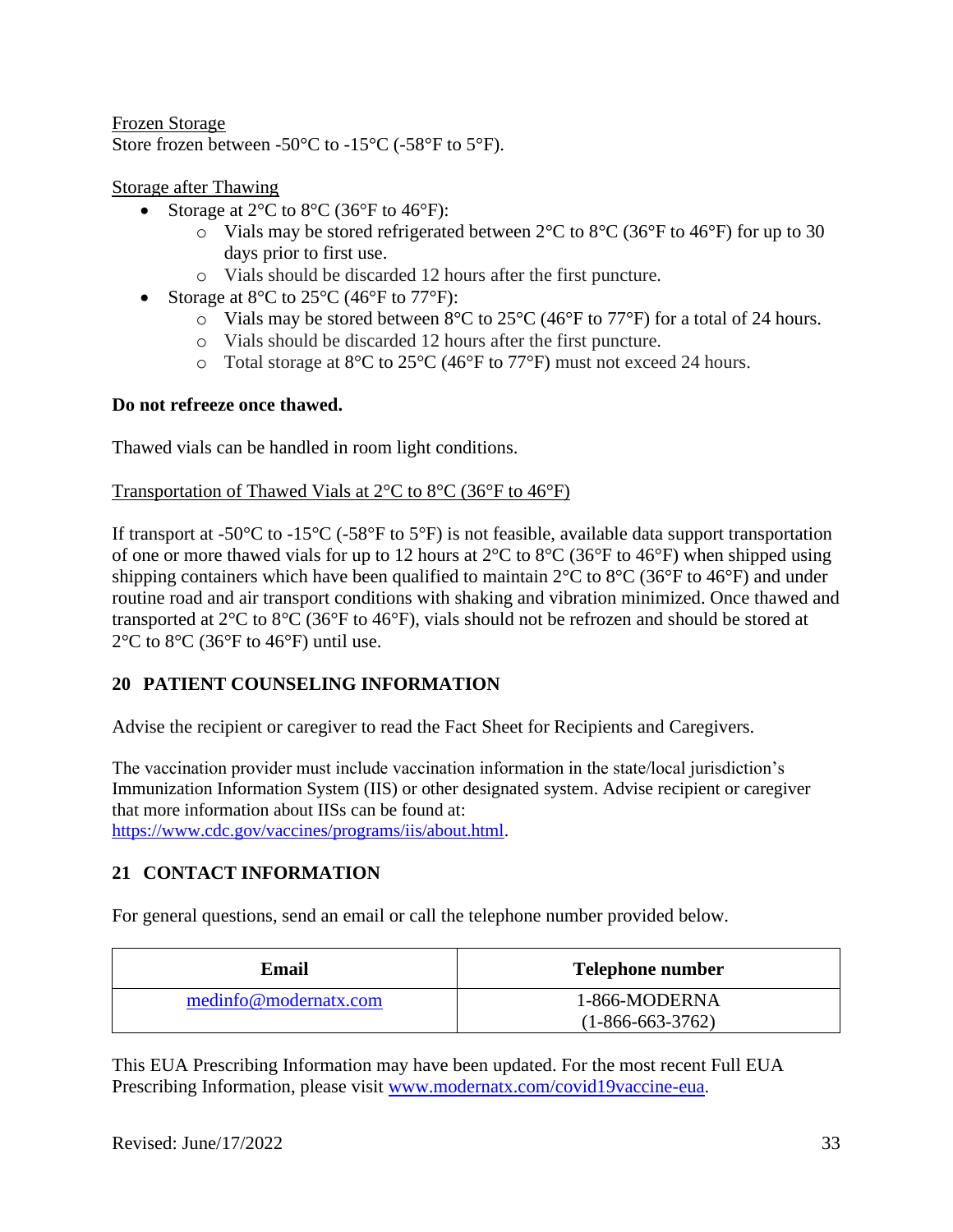Frozen Storage

Store frozen between -50°C to -15°C (-58°F to 5°F).

Storage after Thawing

- Storage at 2°C to 8°C (36°F to 46°F):
  - Vials may be stored refrigerated between 2°C to 8°C (36°F to 46°F) for up to 30 days prior to first use.
  - Vials should be discarded 12 hours after the first puncture.
- Storage at 8°C to 25°C (46°F to 77°F):
  - Vials may be stored between 8°C to 25°C (46°F to 77°F) for a total of 24 hours.
  - Vials should be discarded 12 hours after the first puncture.
  - Total storage at 8°C to 25°C (46°F to 77°F) must not exceed 24 hours.

**Do not refreeze once thawed.**

Thawed vials can be handled in room light conditions.

Transportation of Thawed Vials at 2°C to 8°C (36°F to 46°F)

If transport at -50°C to -15°C (-58°F to 5°F) is not feasible, available data support transportation of one or more thawed vials for up to 12 hours at 2°C to 8°C (36°F to 46°F) when shipped using shipping containers which have been qualified to maintain 2°C to 8°C (36°F to 46°F) and under routine road and air transport conditions with shaking and vibration minimized. Once thawed and transported at 2°C to 8°C (36°F to 46°F), vials should not be refrozen and should be stored at 2°C to 8°C (36°F to 46°F) until use.

## 20 PATIENT COUNSELING INFORMATION

Advise the recipient or caregiver to read the Fact Sheet for Recipients and Caregivers.

The vaccination provider must include vaccination information in the state/local jurisdiction's Immunization Information System (IIS) or other designated system. Advise recipient or caregiver that more information about IISs can be found at: https://www.cdc.gov/vaccines/programs/iis/about.html.

## 21 CONTACT INFORMATION

For general questions, send an email or call the telephone number provided below.

| Email | Telephone number |
|---|---|
| medinfo@modernatx.com | 1-866-MODERNA (1-866-663-3762) |

This EUA Prescribing Information may have been updated. For the most recent Full EUA Prescribing Information, please visit www.modernatx.com/covid19vaccine-eua.

Revised: June/17/2022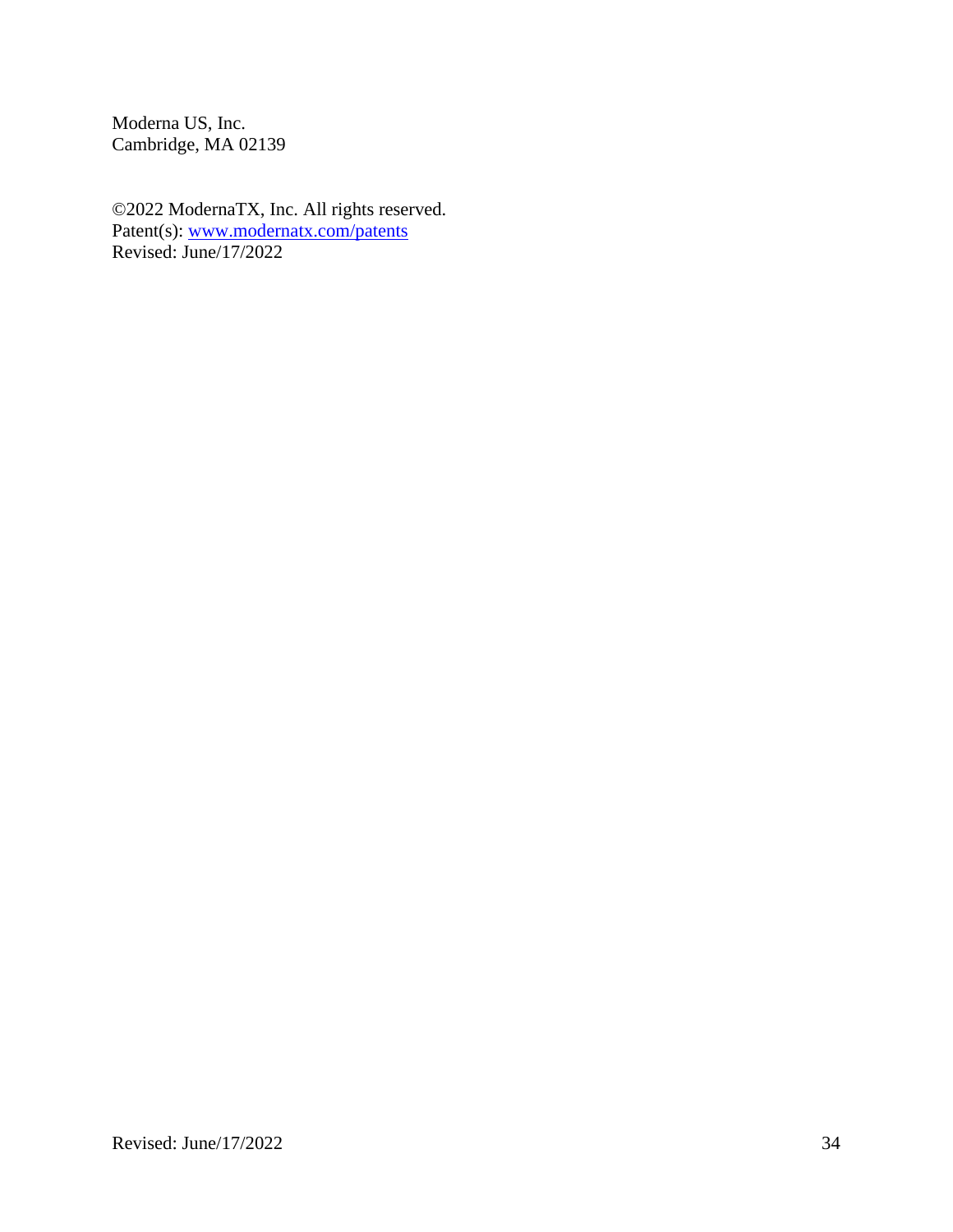Moderna US, Inc.
Cambridge, MA 02139

©2022 ModernaTX, Inc. All rights reserved.
Patent(s): [www.modernatx.com/patents](http://www.modernatx.com/patents)
Revised: June/17/2022